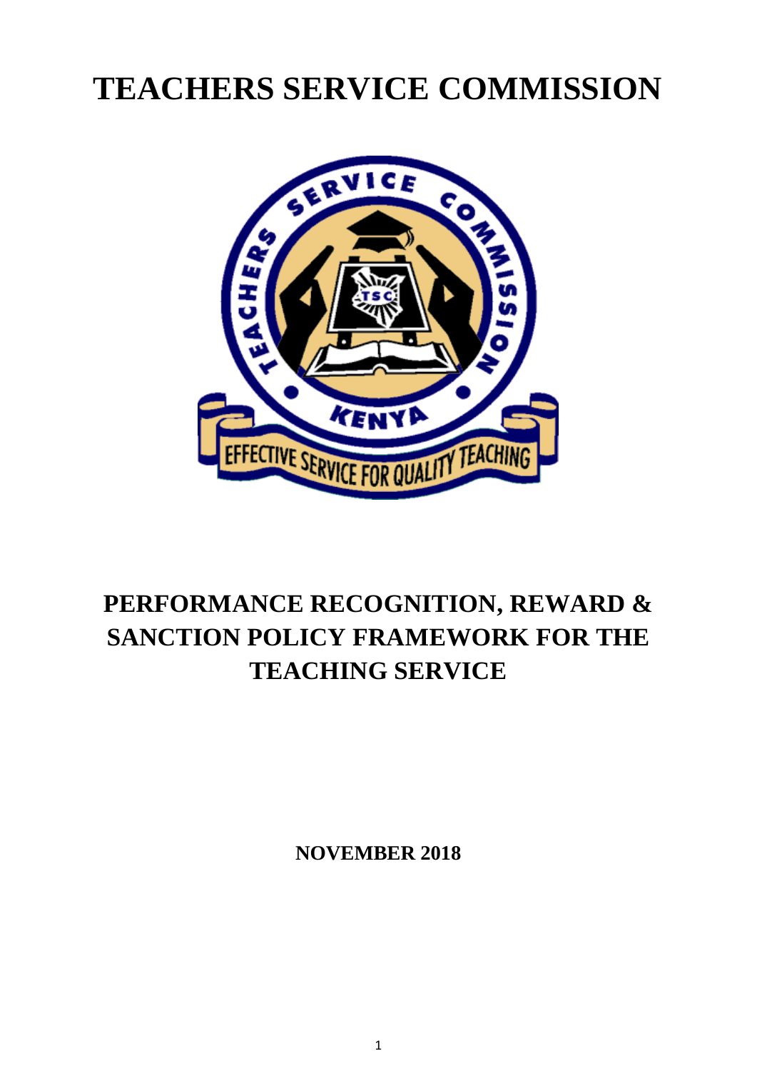# TEACHERS SERVICE COMMISSION

# PERFORMANCE RECOGNITION, REWARD & SANCTION POLICY FRAMEWORK FOR THE TEACHING SERVICE

**NOVEMBER 2018**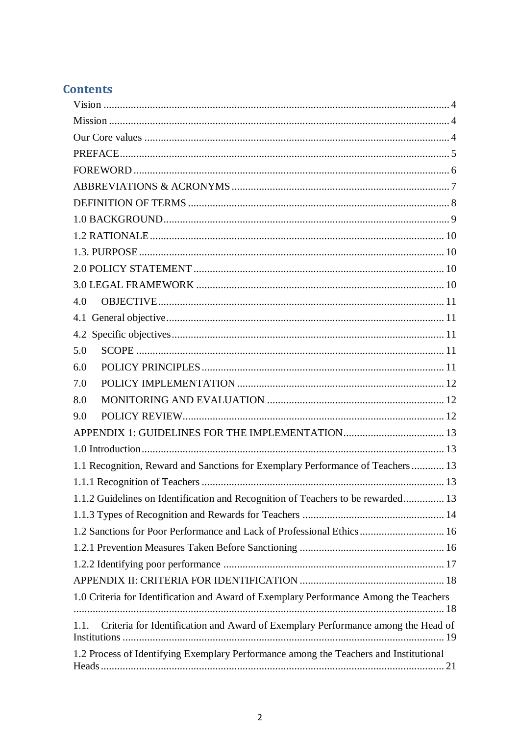# Contents

Vision ........................................................................................................................ 4

Mission ...................................................................................................................... 4

Our Core values ........................................................................................................ 4

PREFACE.................................................................................................................. 5

FOREWORD ............................................................................................................. 6

ABBREVIATIONS & ACRONYMS ......................................................................... 7

DEFINITION OF TERMS .......................................................................................... 8

1.0 BACKGROUND.................................................................................................. 9

1.2 RATIONALE..................................................................................................... 10

1.3. PURPOSE......................................................................................................... 10

2.0 POLICY STATEMENT .................................................................................... 10

3.0 LEGAL FRAMEWORK ................................................................................... 10

4.0 OBJECTIVE...................................................................................................... 11

4.1 General objective............................................................................................... 11

4.2 Specific objectives............................................................................................. 11

5.0 SCOPE .............................................................................................................. 11

6.0 POLICY PRINCIPLES...................................................................................... 11

7.0 POLICY IMPLEMENTATION ........................................................................ 12

8.0 MONITORING AND EVALUATION ............................................................. 12

9.0 POLICY REVIEW............................................................................................. 12

APPENDIX 1: GUIDELINES FOR THE IMPLEMENTATION.............................. 13

1.0 Introduction........................................................................................................ 13

1.1 Recognition, Reward and Sanctions for Exemplary Performance of Teachers ............ 13

1.1.1 Recognition of Teachers ................................................................................. 13

1.1.2 Guidelines on Identification and Recognition of Teachers to be rewarded............... 13

1.1.3 Types of Recognition and Rewards for Teachers ............................................. 14

1.2 Sanctions for Poor Performance and Lack of Professional Ethics........................ 16

1.2.1 Prevention Measures Taken Before Sanctioning .............................................. 16

1.2.2 Identifying poor performance .......................................................................... 17

APPENDIX II: CRITERIA FOR IDENTIFICATION ............................................... 18

1.0 Criteria for Identification and Award of Exemplary Performance Among the Teachers ........................................................................................................................ 18

1.1. Criteria for Identification and Award of Exemplary Performance among the Head of Institutions ............................................................................................................... 19

1.2 Process of Identifying Exemplary Performance among the Teachers and Institutional Heads ....................................................................................................................... 21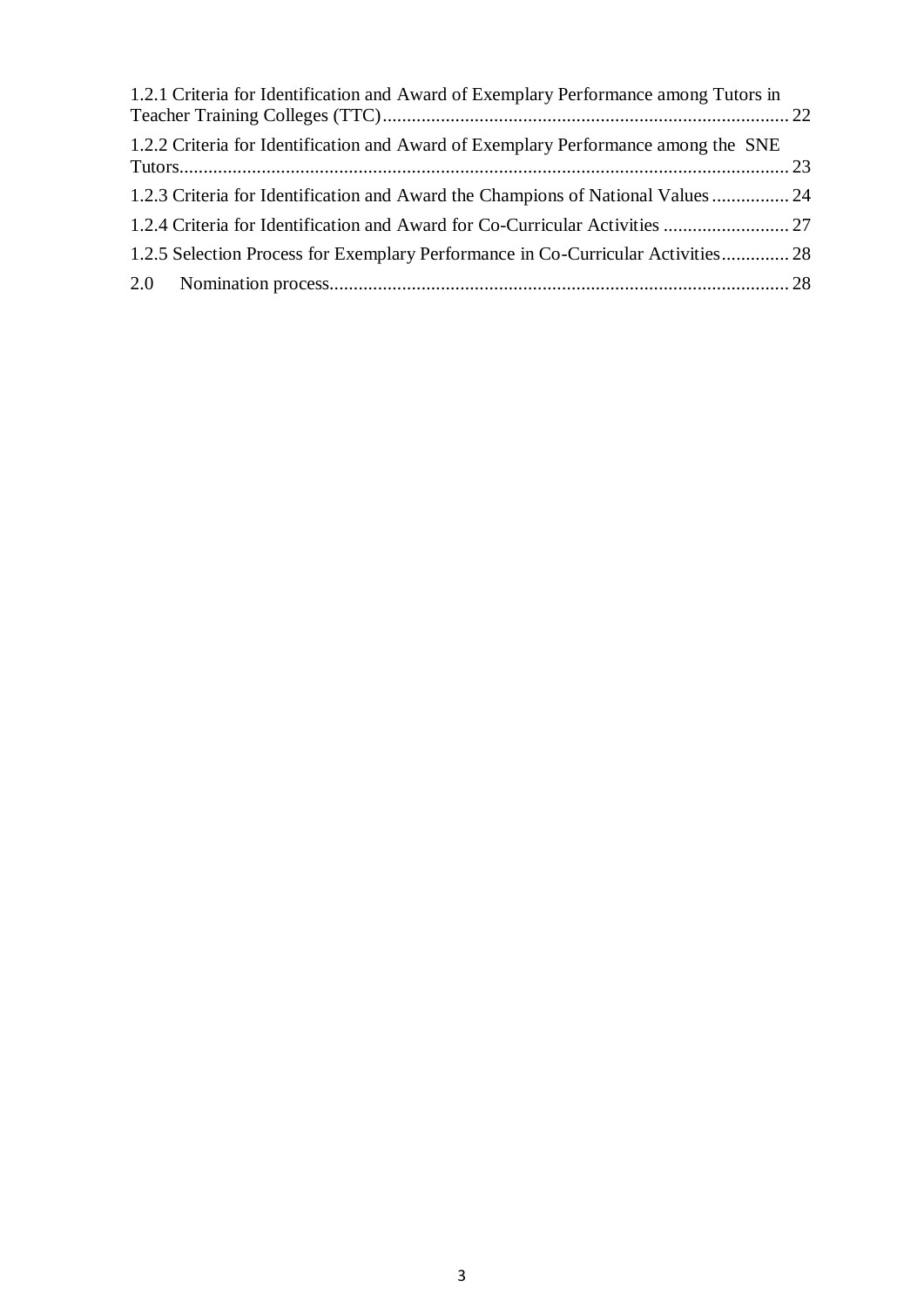1.2.1 Criteria for Identification and Award of Exemplary Performance among Tutors in Teacher Training Colleges (TTC) ........ 22

1.2.2 Criteria for Identification and Award of Exemplary Performance among the SNE Tutors ........ 23

1.2.3 Criteria for Identification and Award the Champions of National Values ........ 24

1.2.4 Criteria for Identification and Award for Co-Curricular Activities ........ 27

1.2.5 Selection Process for Exemplary Performance in Co-Curricular Activities ........ 28

2.0 Nomination process ........ 28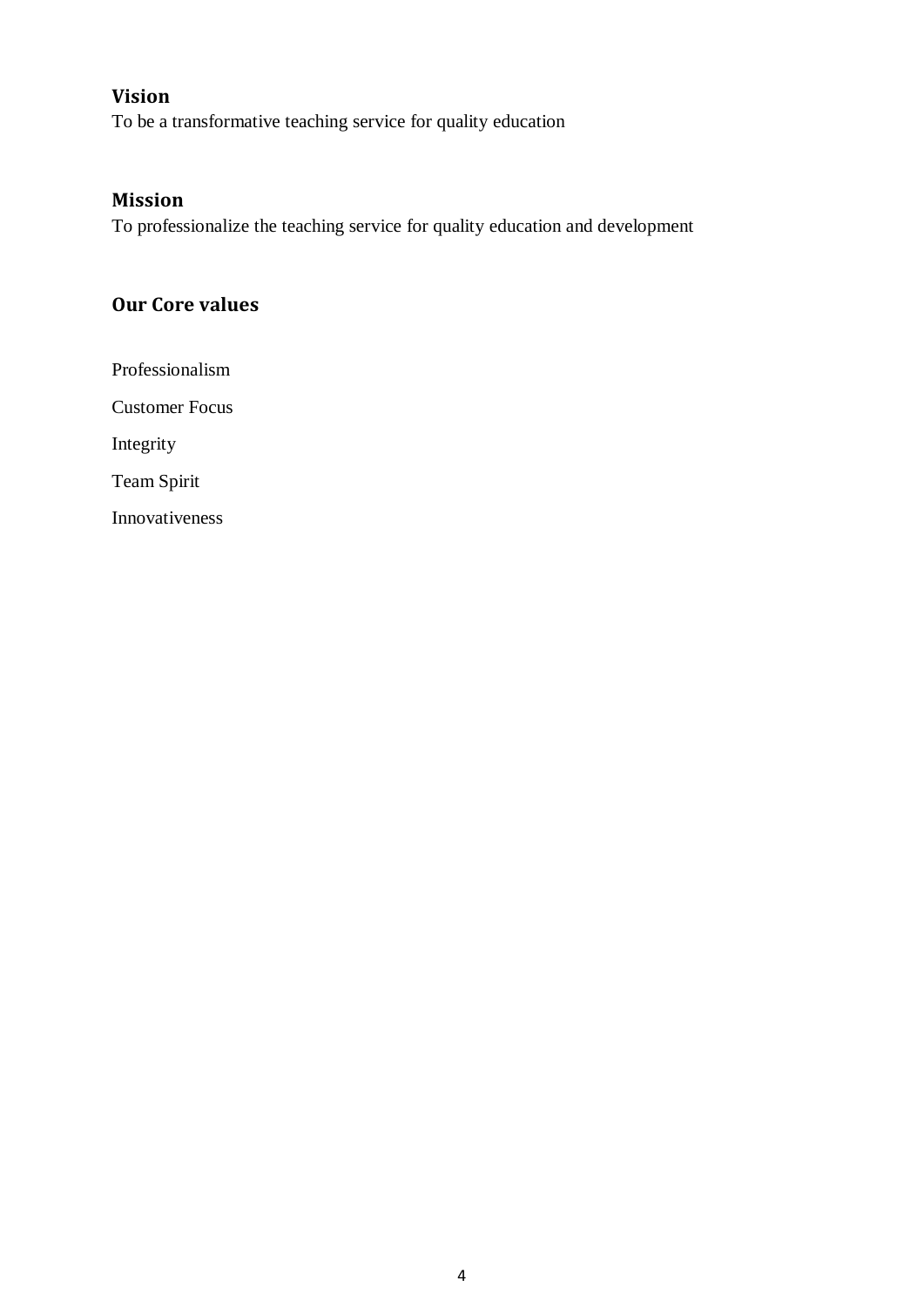## Vision

To be a transformative teaching service for quality education

## Mission

To professionalize the teaching service for quality education and development

## Our Core values

Professionalism

Customer Focus

Integrity

Team Spirit

Innovativeness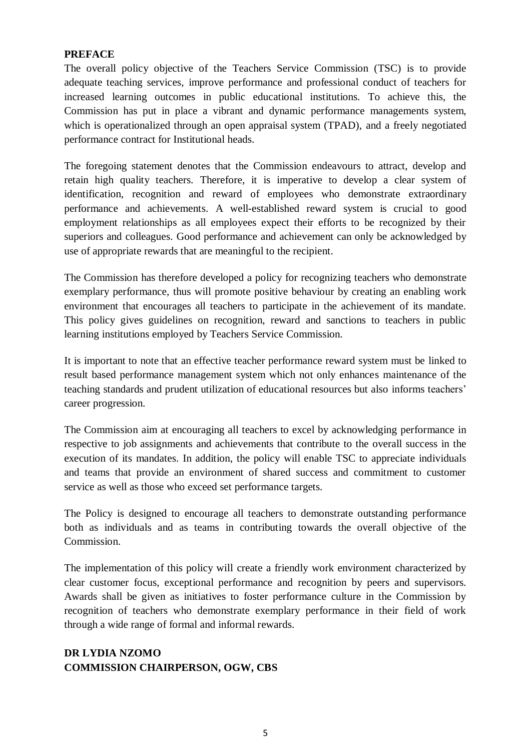## PREFACE

The overall policy objective of the Teachers Service Commission (TSC) is to provide adequate teaching services, improve performance and professional conduct of teachers for increased learning outcomes in public educational institutions. To achieve this, the Commission has put in place a vibrant and dynamic performance managements system, which is operationalized through an open appraisal system (TPAD), and a freely negotiated performance contract for Institutional heads.

The foregoing statement denotes that the Commission endeavours to attract, develop and retain high quality teachers. Therefore, it is imperative to develop a clear system of identification, recognition and reward of employees who demonstrate extraordinary performance and achievements. A well-established reward system is crucial to good employment relationships as all employees expect their efforts to be recognized by their superiors and colleagues. Good performance and achievement can only be acknowledged by use of appropriate rewards that are meaningful to the recipient.

The Commission has therefore developed a policy for recognizing teachers who demonstrate exemplary performance, thus will promote positive behaviour by creating an enabling work environment that encourages all teachers to participate in the achievement of its mandate. This policy gives guidelines on recognition, reward and sanctions to teachers in public learning institutions employed by Teachers Service Commission.

It is important to note that an effective teacher performance reward system must be linked to result based performance management system which not only enhances maintenance of the teaching standards and prudent utilization of educational resources but also informs teachers' career progression.

The Commission aim at encouraging all teachers to excel by acknowledging performance in respective to job assignments and achievements that contribute to the overall success in the execution of its mandates. In addition, the policy will enable TSC to appreciate individuals and teams that provide an environment of shared success and commitment to customer service as well as those who exceed set performance targets.

The Policy is designed to encourage all teachers to demonstrate outstanding performance both as individuals and as teams in contributing towards the overall objective of the Commission.

The implementation of this policy will create a friendly work environment characterized by clear customer focus, exceptional performance and recognition by peers and supervisors. Awards shall be given as initiatives to foster performance culture in the Commission by recognition of teachers who demonstrate exemplary performance in their field of work through a wide range of formal and informal rewards.

**DR LYDIA NZOMO**
**COMMISSION CHAIRPERSON, OGW, CBS**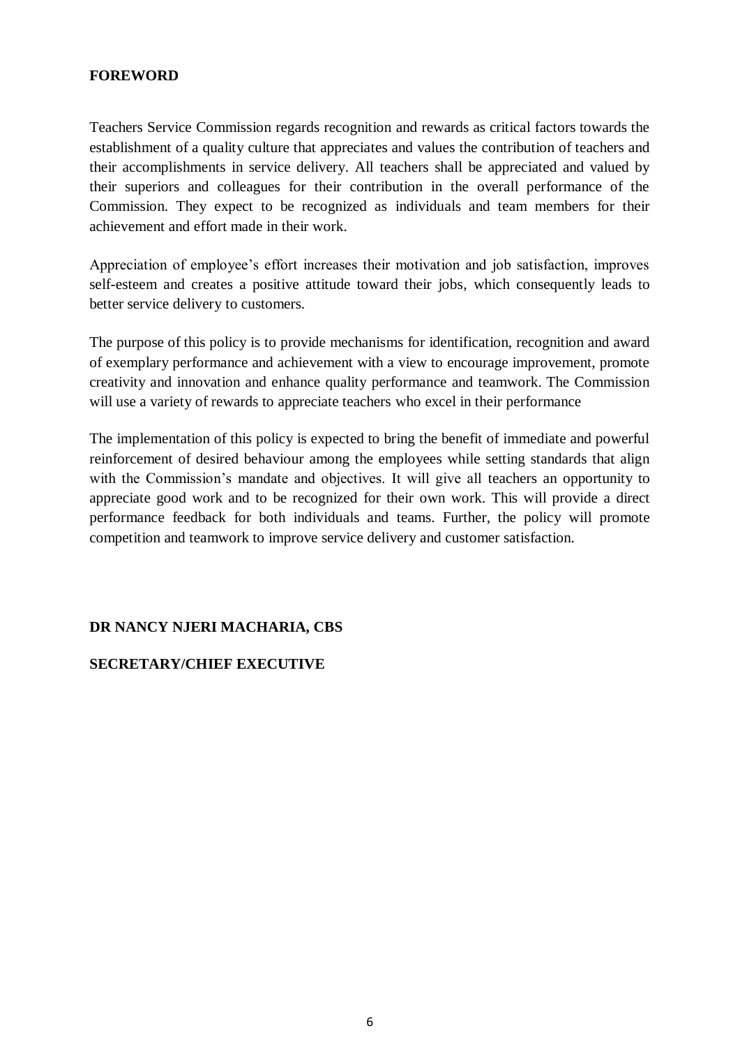## FOREWORD

Teachers Service Commission regards recognition and rewards as critical factors towards the establishment of a quality culture that appreciates and values the contribution of teachers and their accomplishments in service delivery. All teachers shall be appreciated and valued by their superiors and colleagues for their contribution in the overall performance of the Commission. They expect to be recognized as individuals and team members for their achievement and effort made in their work.

Appreciation of employee's effort increases their motivation and job satisfaction, improves self-esteem and creates a positive attitude toward their jobs, which consequently leads to better service delivery to customers.

The purpose of this policy is to provide mechanisms for identification, recognition and award of exemplary performance and achievement with a view to encourage improvement, promote creativity and innovation and enhance quality performance and teamwork. The Commission will use a variety of rewards to appreciate teachers who excel in their performance

The implementation of this policy is expected to bring the benefit of immediate and powerful reinforcement of desired behaviour among the employees while setting standards that align with the Commission's mandate and objectives. It will give all teachers an opportunity to appreciate good work and to be recognized for their own work. This will provide a direct performance feedback for both individuals and teams. Further, the policy will promote competition and teamwork to improve service delivery and customer satisfaction.

**DR NANCY NJERI MACHARIA, CBS**

**SECRETARY/CHIEF EXECUTIVE**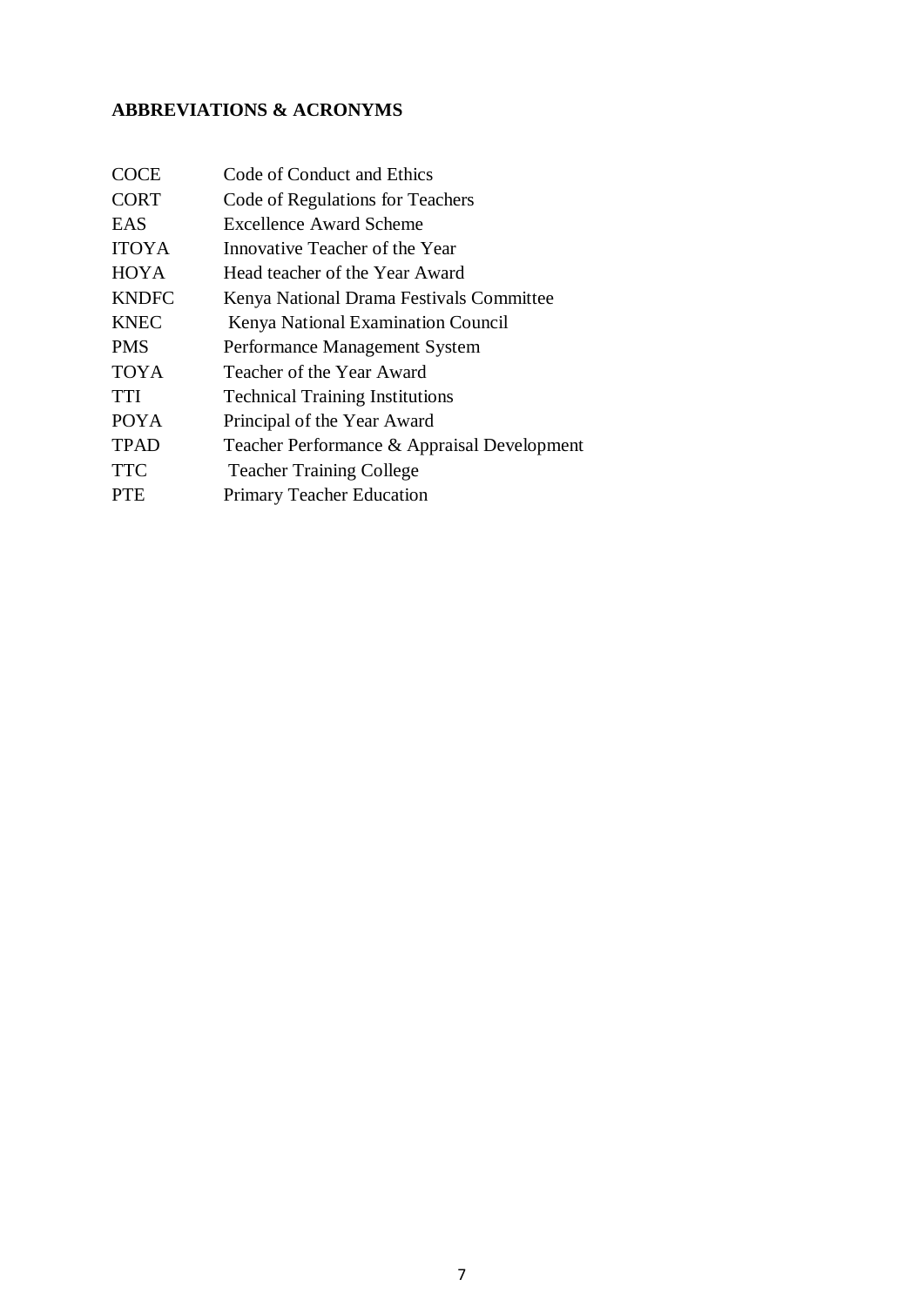**ABBREVIATIONS & ACRONYMS**

| | |
|---|---|
| COCE | Code of Conduct and Ethics |
| CORT | Code of Regulations for Teachers |
| EAS | Excellence Award Scheme |
| ITOYA | Innovative Teacher of the Year |
| HOYA | Head teacher of the Year Award |
| KNDFC | Kenya National Drama Festivals Committee |
| KNEC | Kenya National Examination Council |
| PMS | Performance Management System |
| TOYA | Teacher of the Year Award |
| TTI | Technical Training Institutions |
| POYA | Principal of the Year Award |
| TPAD | Teacher Performance & Appraisal Development |
| TTC | Teacher Training College |
| PTE | Primary Teacher Education |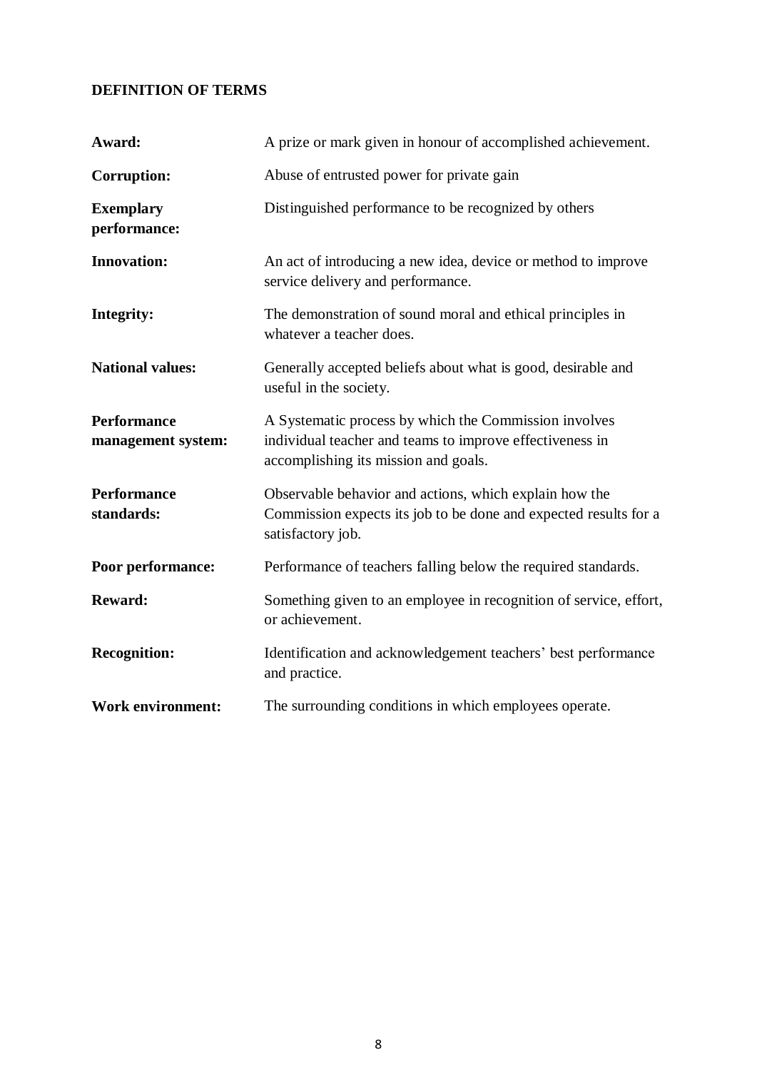## DEFINITION OF TERMS

| | |
|---|---|
| **Award:** | A prize or mark given in honour of accomplished achievement. |
| **Corruption:** | Abuse of entrusted power for private gain |
| **Exemplary performance:** | Distinguished performance to be recognized by others |
| **Innovation:** | An act of introducing a new idea, device or method to improve service delivery and performance. |
| **Integrity:** | The demonstration of sound moral and ethical principles in whatever a teacher does. |
| **National values:** | Generally accepted beliefs about what is good, desirable and useful in the society. |
| **Performance management system:** | A Systematic process by which the Commission involves individual teacher and teams to improve effectiveness in accomplishing its mission and goals. |
| **Performance standards:** | Observable behavior and actions, which explain how the Commission expects its job to be done and expected results for a satisfactory job. |
| **Poor performance:** | Performance of teachers falling below the required standards. |
| **Reward:** | Something given to an employee in recognition of service, effort, or achievement. |
| **Recognition:** | Identification and acknowledgement teachers' best performance and practice. |
| **Work environment:** | The surrounding conditions in which employees operate. |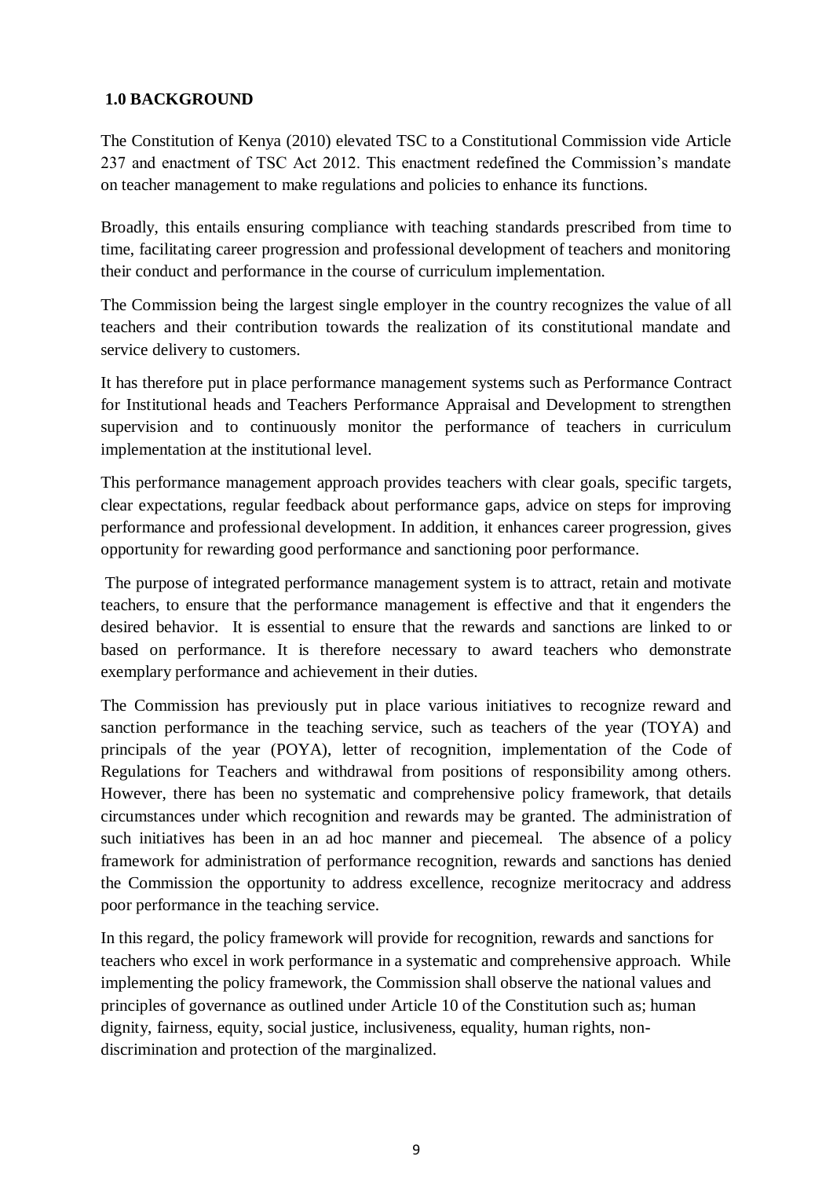## 1.0 BACKGROUND

The Constitution of Kenya (2010) elevated TSC to a Constitutional Commission vide Article 237 and enactment of TSC Act 2012. This enactment redefined the Commission's mandate on teacher management to make regulations and policies to enhance its functions.

Broadly, this entails ensuring compliance with teaching standards prescribed from time to time, facilitating career progression and professional development of teachers and monitoring their conduct and performance in the course of curriculum implementation.

The Commission being the largest single employer in the country recognizes the value of all teachers and their contribution towards the realization of its constitutional mandate and service delivery to customers.

It has therefore put in place performance management systems such as Performance Contract for Institutional heads and Teachers Performance Appraisal and Development to strengthen supervision and to continuously monitor the performance of teachers in curriculum implementation at the institutional level.

This performance management approach provides teachers with clear goals, specific targets, clear expectations, regular feedback about performance gaps, advice on steps for improving performance and professional development. In addition, it enhances career progression, gives opportunity for rewarding good performance and sanctioning poor performance.

The purpose of integrated performance management system is to attract, retain and motivate teachers, to ensure that the performance management is effective and that it engenders the desired behavior. It is essential to ensure that the rewards and sanctions are linked to or based on performance. It is therefore necessary to award teachers who demonstrate exemplary performance and achievement in their duties.

The Commission has previously put in place various initiatives to recognize reward and sanction performance in the teaching service, such as teachers of the year (TOYA) and principals of the year (POYA), letter of recognition, implementation of the Code of Regulations for Teachers and withdrawal from positions of responsibility among others. However, there has been no systematic and comprehensive policy framework, that details circumstances under which recognition and rewards may be granted. The administration of such initiatives has been in an ad hoc manner and piecemeal. The absence of a policy framework for administration of performance recognition, rewards and sanctions has denied the Commission the opportunity to address excellence, recognize meritocracy and address poor performance in the teaching service.

In this regard, the policy framework will provide for recognition, rewards and sanctions for teachers who excel in work performance in a systematic and comprehensive approach. While implementing the policy framework, the Commission shall observe the national values and principles of governance as outlined under Article 10 of the Constitution such as; human dignity, fairness, equity, social justice, inclusiveness, equality, human rights, non-discrimination and protection of the marginalized.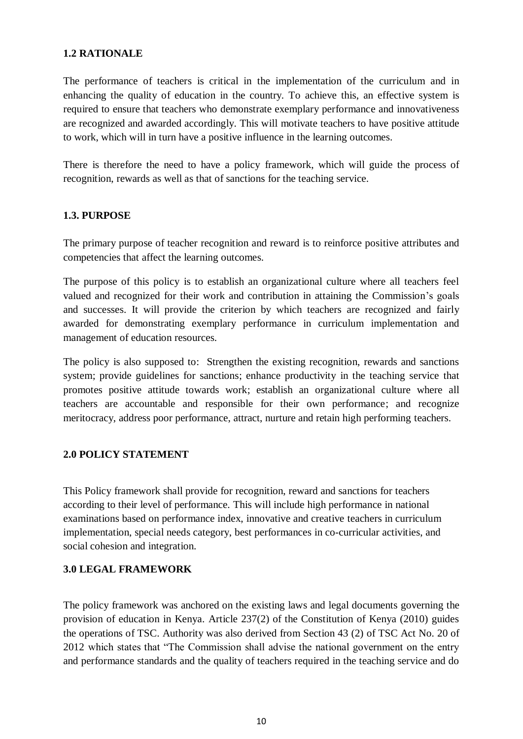### 1.2 RATIONALE

The performance of teachers is critical in the implementation of the curriculum and in enhancing the quality of education in the country. To achieve this, an effective system is required to ensure that teachers who demonstrate exemplary performance and innovativeness are recognized and awarded accordingly. This will motivate teachers to have positive attitude to work, which will in turn have a positive influence in the learning outcomes.

There is therefore the need to have a policy framework, which will guide the process of recognition, rewards as well as that of sanctions for the teaching service.

### 1.3. PURPOSE

The primary purpose of teacher recognition and reward is to reinforce positive attributes and competencies that affect the learning outcomes.

The purpose of this policy is to establish an organizational culture where all teachers feel valued and recognized for their work and contribution in attaining the Commission's goals and successes. It will provide the criterion by which teachers are recognized and fairly awarded for demonstrating exemplary performance in curriculum implementation and management of education resources.

The policy is also supposed to: Strengthen the existing recognition, rewards and sanctions system; provide guidelines for sanctions; enhance productivity in the teaching service that promotes positive attitude towards work; establish an organizational culture where all teachers are accountable and responsible for their own performance; and recognize meritocracy, address poor performance, attract, nurture and retain high performing teachers.

## 2.0 POLICY STATEMENT

This Policy framework shall provide for recognition, reward and sanctions for teachers according to their level of performance. This will include high performance in national examinations based on performance index, innovative and creative teachers in curriculum implementation, special needs category, best performances in co-curricular activities, and social cohesion and integration.

## 3.0 LEGAL FRAMEWORK

The policy framework was anchored on the existing laws and legal documents governing the provision of education in Kenya. Article 237(2) of the Constitution of Kenya (2010) guides the operations of TSC. Authority was also derived from Section 43 (2) of TSC Act No. 20 of 2012 which states that "The Commission shall advise the national government on the entry and performance standards and the quality of teachers required in the teaching service and do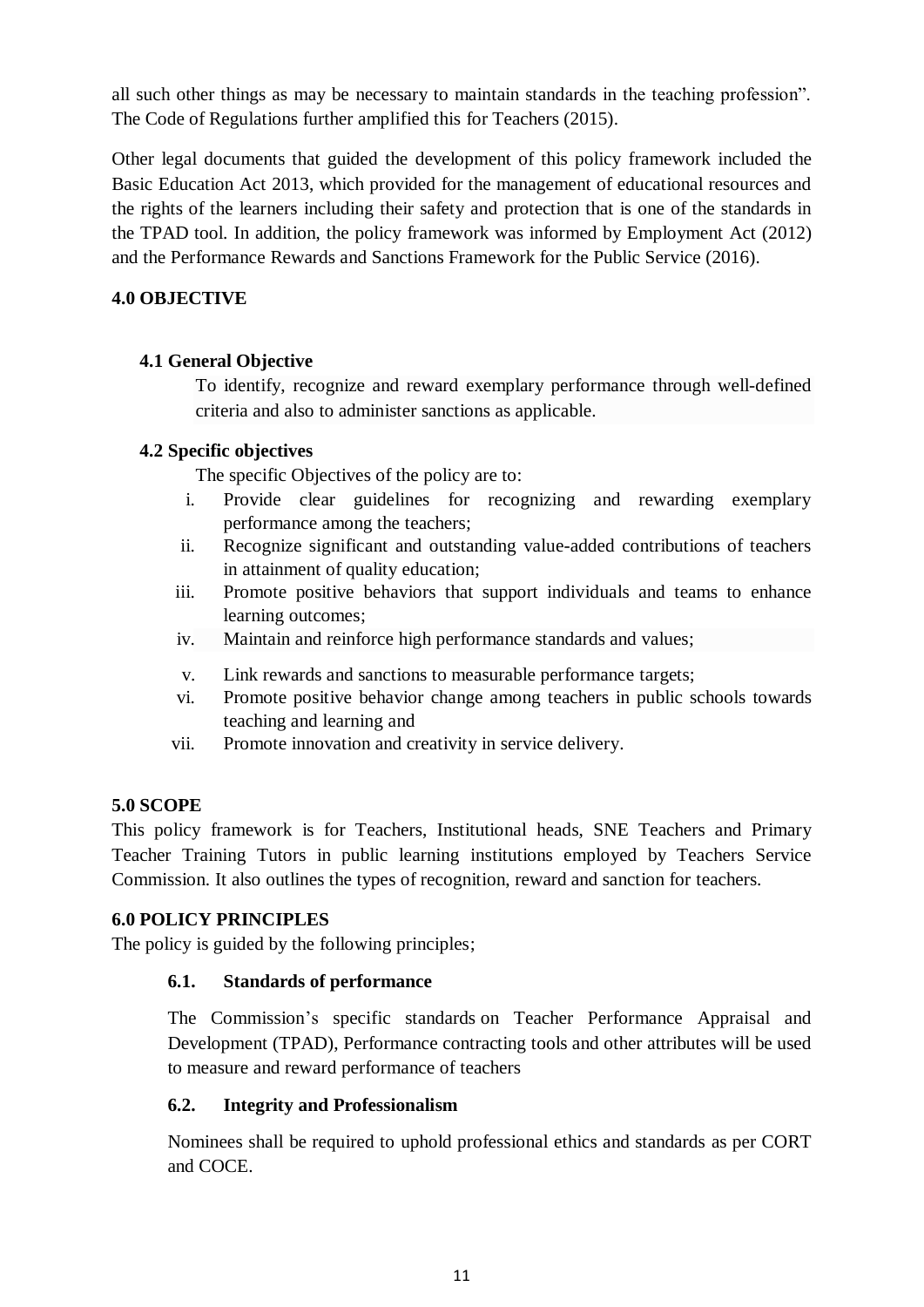all such other things as may be necessary to maintain standards in the teaching profession". The Code of Regulations further amplified this for Teachers (2015).

Other legal documents that guided the development of this policy framework included the Basic Education Act 2013, which provided for the management of educational resources and the rights of the learners including their safety and protection that is one of the standards in the TPAD tool. In addition, the policy framework was informed by Employment Act (2012) and the Performance Rewards and Sanctions Framework for the Public Service (2016).

## 4.0 OBJECTIVE

### 4.1 General Objective

To identify, recognize and reward exemplary performance through well-defined criteria and also to administer sanctions as applicable.

### 4.2 Specific objectives

The specific Objectives of the policy are to:

i. Provide clear guidelines for recognizing and rewarding exemplary performance among the teachers;
ii. Recognize significant and outstanding value-added contributions of teachers in attainment of quality education;
iii. Promote positive behaviors that support individuals and teams to enhance learning outcomes;
iv. Maintain and reinforce high performance standards and values;
v. Link rewards and sanctions to measurable performance targets;
vi. Promote positive behavior change among teachers in public schools towards teaching and learning and
vii. Promote innovation and creativity in service delivery.

## 5.0 SCOPE

This policy framework is for Teachers, Institutional heads, SNE Teachers and Primary Teacher Training Tutors in public learning institutions employed by Teachers Service Commission. It also outlines the types of recognition, reward and sanction for teachers.

## 6.0 POLICY PRINCIPLES

The policy is guided by the following principles;

### 6.1. Standards of performance

The Commission's specific standards on Teacher Performance Appraisal and Development (TPAD), Performance contracting tools and other attributes will be used to measure and reward performance of teachers

### 6.2. Integrity and Professionalism

Nominees shall be required to uphold professional ethics and standards as per CORT and COCE.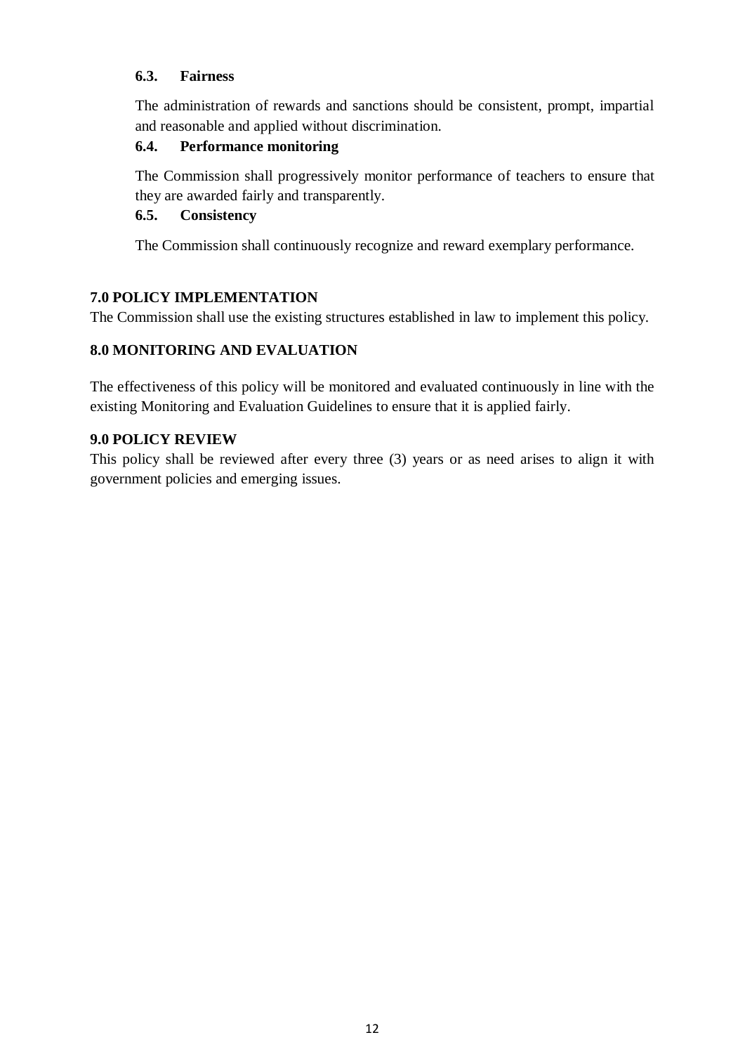### 6.3. Fairness

The administration of rewards and sanctions should be consistent, prompt, impartial and reasonable and applied without discrimination.

### 6.4. Performance monitoring

The Commission shall progressively monitor performance of teachers to ensure that they are awarded fairly and transparently.

### 6.5. Consistency

The Commission shall continuously recognize and reward exemplary performance.

## 7.0 POLICY IMPLEMENTATION

The Commission shall use the existing structures established in law to implement this policy.

## 8.0 MONITORING AND EVALUATION

The effectiveness of this policy will be monitored and evaluated continuously in line with the existing Monitoring and Evaluation Guidelines to ensure that it is applied fairly.

## 9.0 POLICY REVIEW

This policy shall be reviewed after every three (3) years or as need arises to align it with government policies and emerging issues.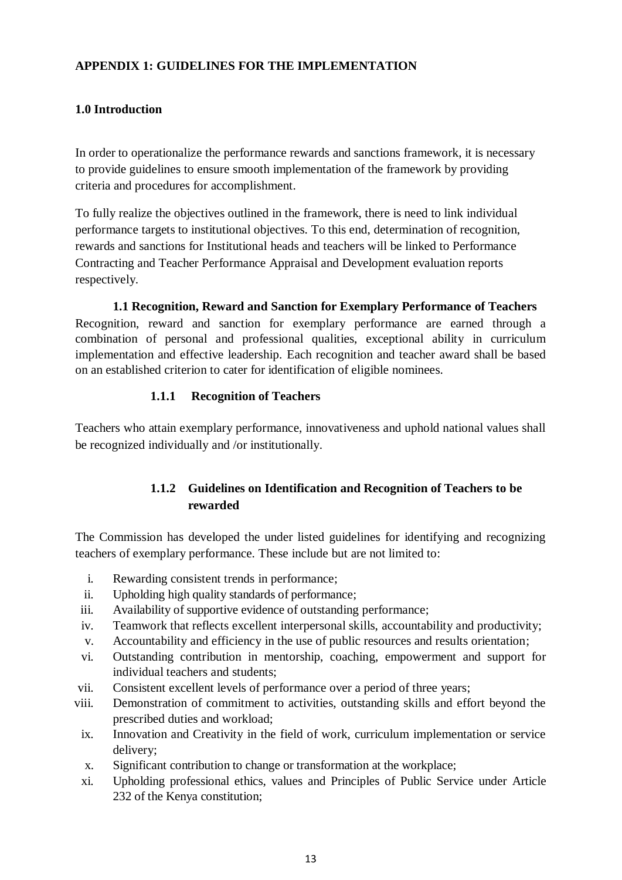## APPENDIX 1: GUIDELINES FOR THE IMPLEMENTATION

### 1.0 Introduction

In order to operationalize the performance rewards and sanctions framework, it is necessary to provide guidelines to ensure smooth implementation of the framework by providing criteria and procedures for accomplishment.

To fully realize the objectives outlined in the framework, there is need to link individual performance targets to institutional objectives. To this end, determination of recognition, rewards and sanctions for Institutional heads and teachers will be linked to Performance Contracting and Teacher Performance Appraisal and Development evaluation reports respectively.

### 1.1 Recognition, Reward and Sanction for Exemplary Performance of Teachers

Recognition, reward and sanction for exemplary performance are earned through a combination of personal and professional qualities, exceptional ability in curriculum implementation and effective leadership. Each recognition and teacher award shall be based on an established criterion to cater for identification of eligible nominees.

#### 1.1.1 Recognition of Teachers

Teachers who attain exemplary performance, innovativeness and uphold national values shall be recognized individually and /or institutionally.

#### 1.1.2 Guidelines on Identification and Recognition of Teachers to be rewarded

The Commission has developed the under listed guidelines for identifying and recognizing teachers of exemplary performance. These include but are not limited to:

- i. Rewarding consistent trends in performance;
- ii. Upholding high quality standards of performance;
- iii. Availability of supportive evidence of outstanding performance;
- iv. Teamwork that reflects excellent interpersonal skills, accountability and productivity;
- v. Accountability and efficiency in the use of public resources and results orientation;
- vi. Outstanding contribution in mentorship, coaching, empowerment and support for individual teachers and students;
- vii. Consistent excellent levels of performance over a period of three years;
- viii. Demonstration of commitment to activities, outstanding skills and effort beyond the prescribed duties and workload;
- ix. Innovation and Creativity in the field of work, curriculum implementation or service delivery;
- x. Significant contribution to change or transformation at the workplace;
- xi. Upholding professional ethics, values and Principles of Public Service under Article 232 of the Kenya constitution;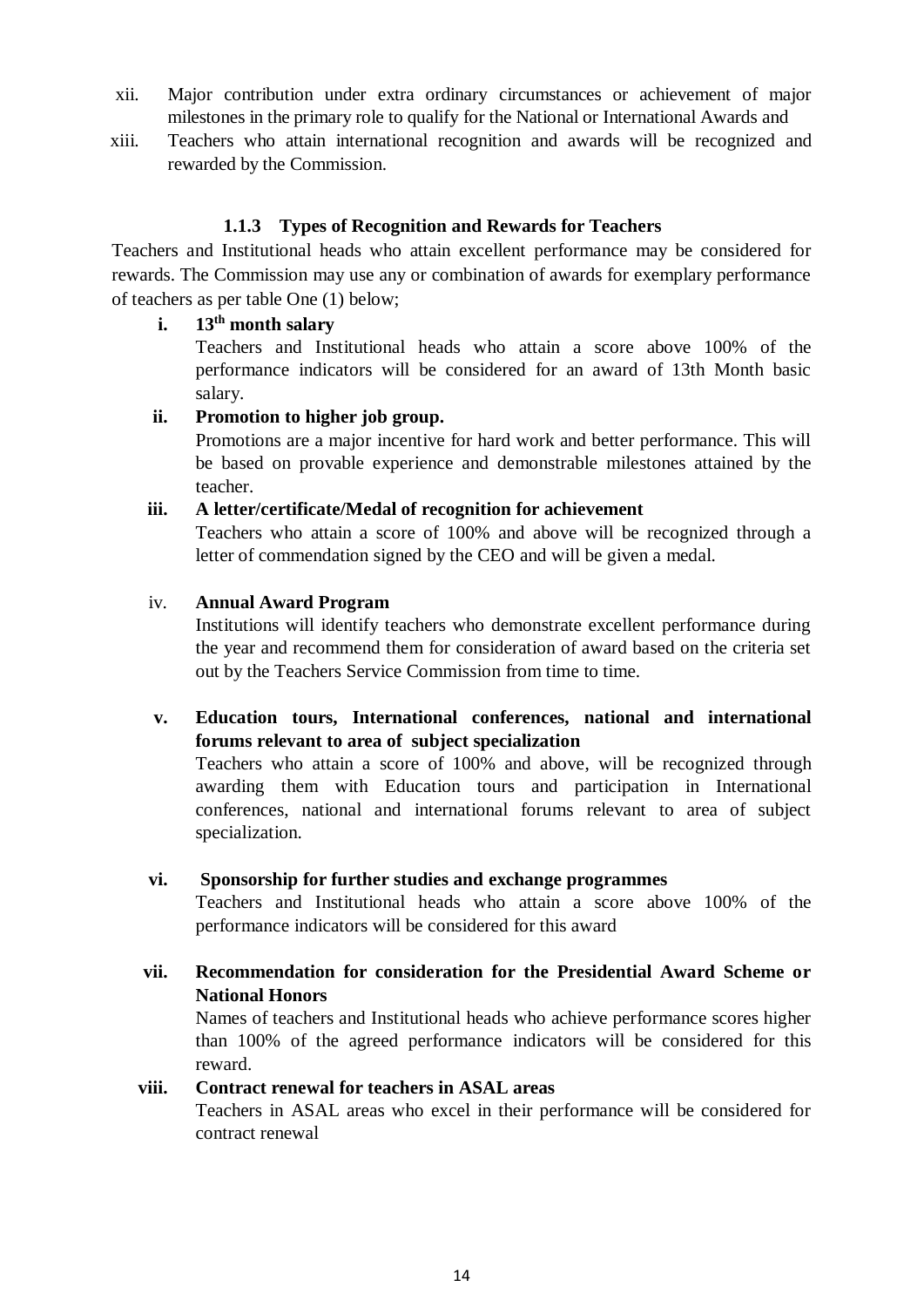xii. Major contribution under extra ordinary circumstances or achievement of major milestones in the primary role to qualify for the National or International Awards and

xiii. Teachers who attain international recognition and awards will be recognized and rewarded by the Commission.

### 1.1.3 Types of Recognition and Rewards for Teachers

Teachers and Institutional heads who attain excellent performance may be considered for rewards. The Commission may use any or combination of awards for exemplary performance of teachers as per table One (1) below;

**i. 13th month salary**

Teachers and Institutional heads who attain a score above 100% of the performance indicators will be considered for an award of 13th Month basic salary.

**ii. Promotion to higher job group.**

Promotions are a major incentive for hard work and better performance. This will be based on provable experience and demonstrable milestones attained by the teacher.

**iii. A letter/certificate/Medal of recognition for achievement**

Teachers who attain a score of 100% and above will be recognized through a letter of commendation signed by the CEO and will be given a medal.

iv. **Annual Award Program**

Institutions will identify teachers who demonstrate excellent performance during the year and recommend them for consideration of award based on the criteria set out by the Teachers Service Commission from time to time.

**v. Education tours, International conferences, national and international forums relevant to area of subject specialization**

Teachers who attain a score of 100% and above, will be recognized through awarding them with Education tours and participation in International conferences, national and international forums relevant to area of subject specialization.

**vi. Sponsorship for further studies and exchange programmes**

Teachers and Institutional heads who attain a score above 100% of the performance indicators will be considered for this award

**vii. Recommendation for consideration for the Presidential Award Scheme or National Honors**

Names of teachers and Institutional heads who achieve performance scores higher than 100% of the agreed performance indicators will be considered for this reward.

**viii. Contract renewal for teachers in ASAL areas**

Teachers in ASAL areas who excel in their performance will be considered for contract renewal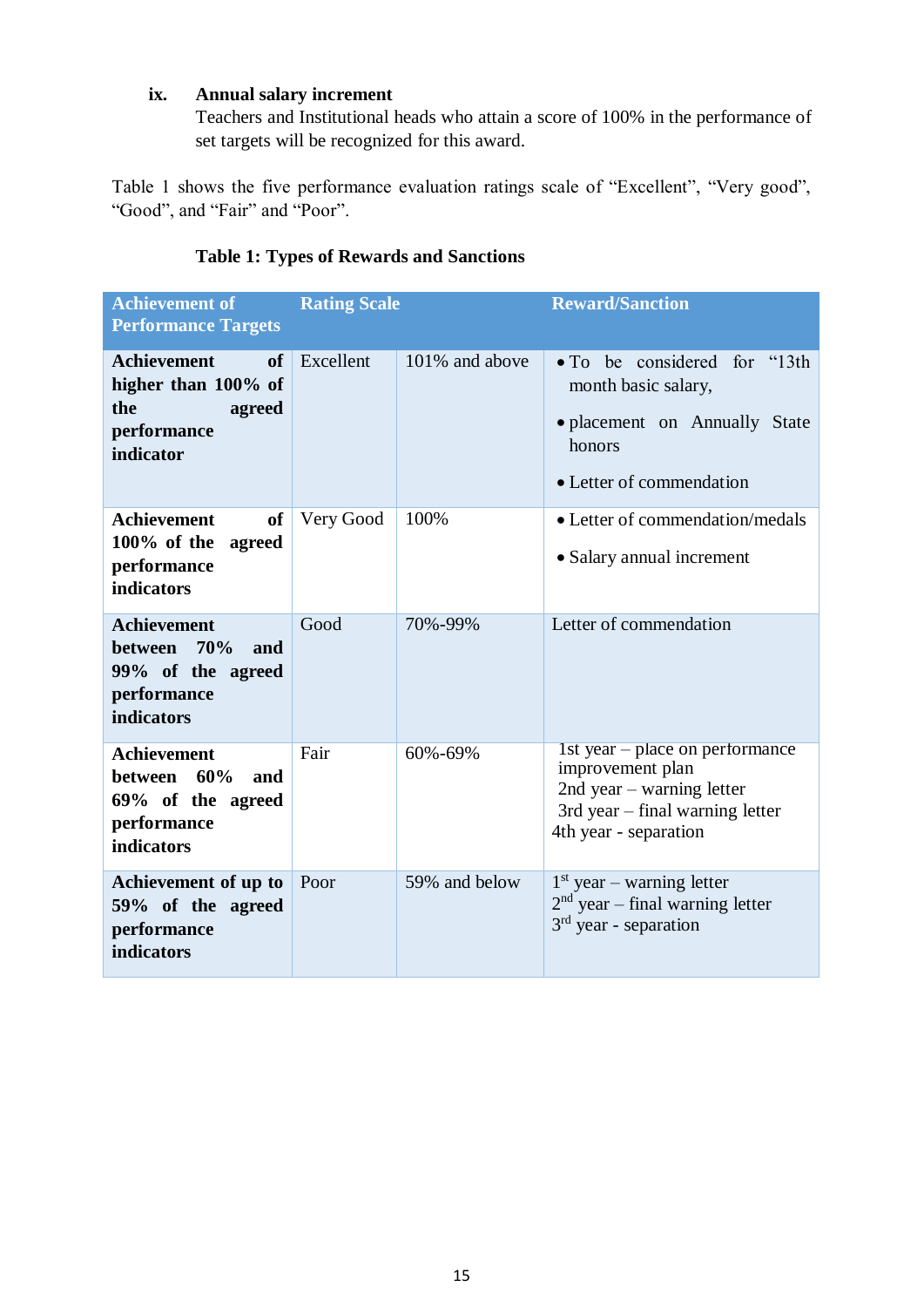ix. **Annual salary increment**

Teachers and Institutional heads who attain a score of 100% in the performance of set targets will be recognized for this award.

Table 1 shows the five performance evaluation ratings scale of "Excellent", "Very good", "Good", and "Fair" and "Poor".

**Table 1: Types of Rewards and Sanctions**

| Achievement of Performance Targets | Rating Scale | | Reward/Sanction |
|---|---|---|---|
| **Achievement of higher than 100% of the agreed performance indicator** | Excellent | 101% and above | • To be considered for "13th month basic salary,<br>• placement on Annually State honors<br>• Letter of commendation |
| **Achievement of 100% of the agreed performance indicators** | Very Good | 100% | • Letter of commendation/medals<br>• Salary annual increment |
| **Achievement between 70% and 99% of the agreed performance indicators** | Good | 70%-99% | Letter of commendation |
| **Achievement between 60% and 69% of the agreed performance indicators** | Fair | 60%-69% | 1st year – place on performance improvement plan<br>2nd year – warning letter<br>3rd year – final warning letter<br>4th year - separation |
| **Achievement of up to 59% of the agreed performance indicators** | Poor | 59% and below | 1st year – warning letter<br>2nd year – final warning letter<br>3rd year - separation |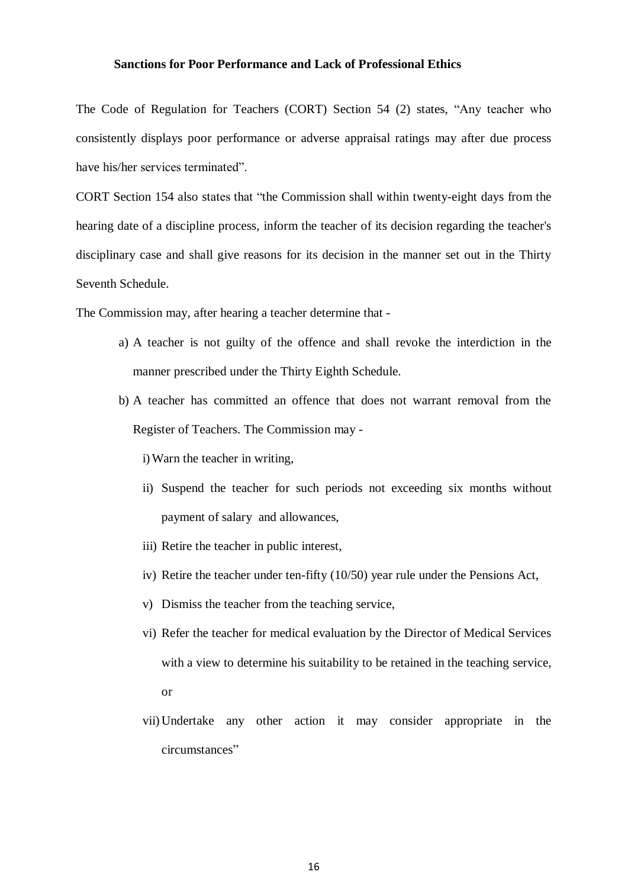### Sanctions for Poor Performance and Lack of Professional Ethics

The Code of Regulation for Teachers (CORT) Section 54 (2) states, "Any teacher who consistently displays poor performance or adverse appraisal ratings may after due process have his/her services terminated".

CORT Section 154 also states that "the Commission shall within twenty-eight days from the hearing date of a discipline process, inform the teacher of its decision regarding the teacher's disciplinary case and shall give reasons for its decision in the manner set out in the Thirty Seventh Schedule.

The Commission may, after hearing a teacher determine that -

a) A teacher is not guilty of the offence and shall revoke the interdiction in the manner prescribed under the Thirty Eighth Schedule.

b) A teacher has committed an offence that does not warrant removal from the Register of Teachers. The Commission may -

   i) Warn the teacher in writing,

   ii) Suspend the teacher for such periods not exceeding six months without payment of salary and allowances,

   iii) Retire the teacher in public interest,

   iv) Retire the teacher under ten-fifty (10/50) year rule under the Pensions Act,

   v) Dismiss the teacher from the teaching service,

   vi) Refer the teacher for medical evaluation by the Director of Medical Services with a view to determine his suitability to be retained in the teaching service, or

   vii) Undertake any other action it may consider appropriate in the circumstances"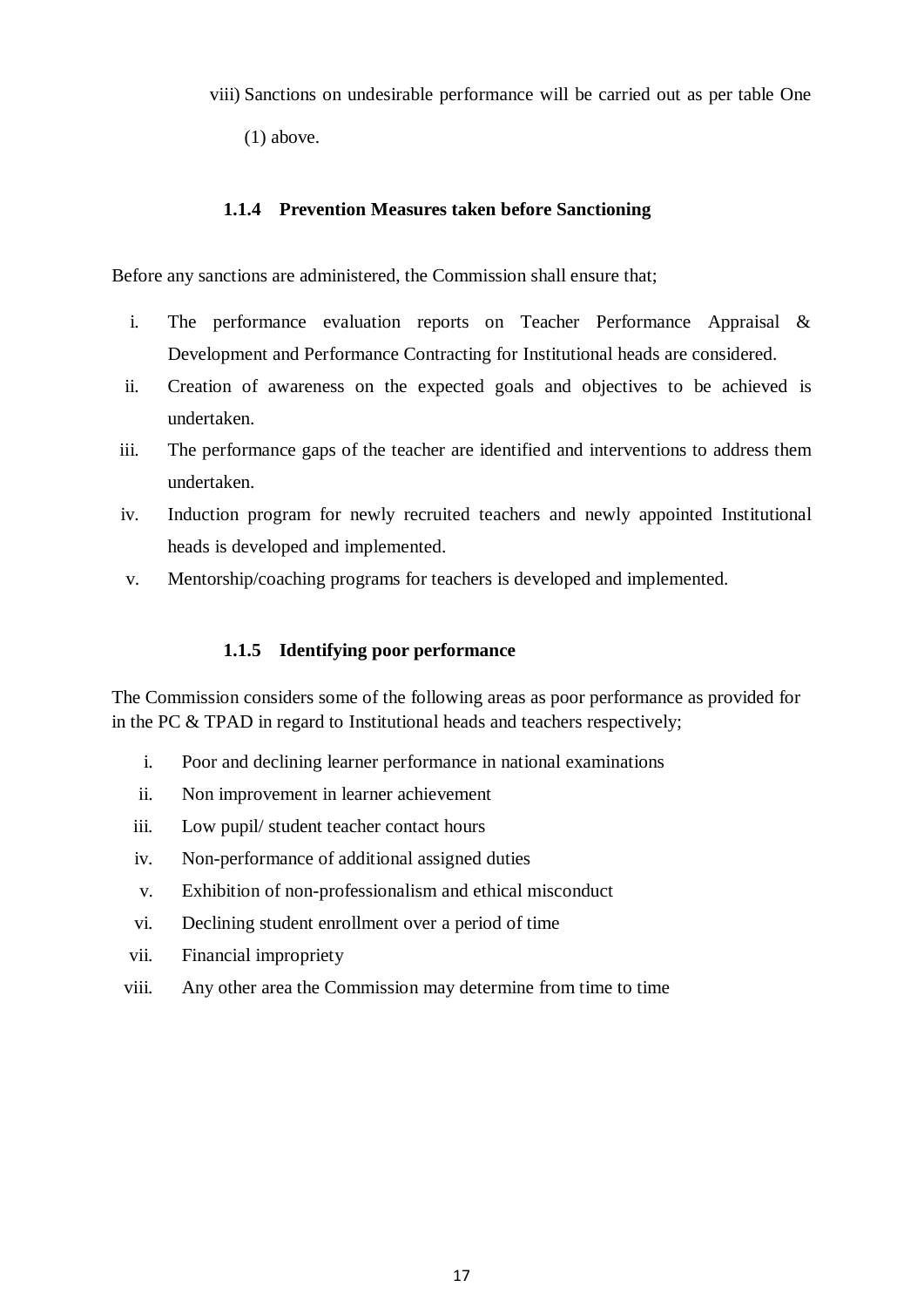viii) Sanctions on undesirable performance will be carried out as per table One (1) above.

### 1.1.4 Prevention Measures taken before Sanctioning

Before any sanctions are administered, the Commission shall ensure that;

i. The performance evaluation reports on Teacher Performance Appraisal & Development and Performance Contracting for Institutional heads are considered.
ii. Creation of awareness on the expected goals and objectives to be achieved is undertaken.
iii. The performance gaps of the teacher are identified and interventions to address them undertaken.
iv. Induction program for newly recruited teachers and newly appointed Institutional heads is developed and implemented.
v. Mentorship/coaching programs for teachers is developed and implemented.

### 1.1.5 Identifying poor performance

The Commission considers some of the following areas as poor performance as provided for in the PC & TPAD in regard to Institutional heads and teachers respectively;

i. Poor and declining learner performance in national examinations
ii. Non improvement in learner achievement
iii. Low pupil/ student teacher contact hours
iv. Non-performance of additional assigned duties
v. Exhibition of non-professionalism and ethical misconduct
vi. Declining student enrollment over a period of time
vii. Financial impropriety
viii. Any other area the Commission may determine from time to time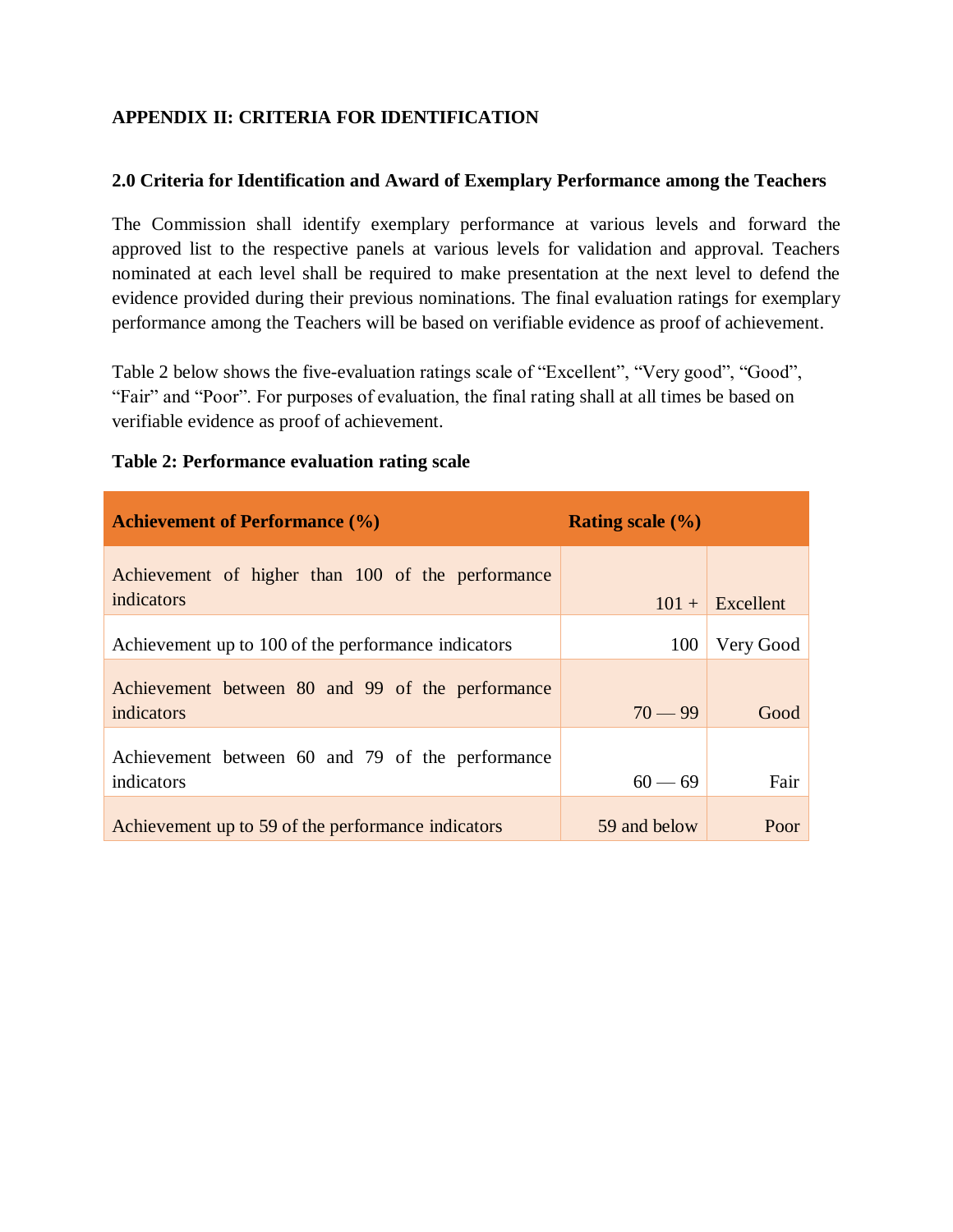## APPENDIX II: CRITERIA FOR IDENTIFICATION

### 2.0 Criteria for Identification and Award of Exemplary Performance among the Teachers

The Commission shall identify exemplary performance at various levels and forward the approved list to the respective panels at various levels for validation and approval. Teachers nominated at each level shall be required to make presentation at the next level to defend the evidence provided during their previous nominations. The final evaluation ratings for exemplary performance among the Teachers will be based on verifiable evidence as proof of achievement.

Table 2 below shows the five-evaluation ratings scale of "Excellent", "Very good", "Good", "Fair" and "Poor". For purposes of evaluation, the final rating shall at all times be based on verifiable evidence as proof of achievement.

**Table 2: Performance evaluation rating scale**

| Achievement of Performance (%) | Rating scale (%) | |
|---|---|---|
| Achievement of higher than 100 of the performance indicators | 101 + | Excellent |
| Achievement up to 100 of the performance indicators | 100 | Very Good |
| Achievement between 80 and 99 of the performance indicators | 70 — 99 | Good |
| Achievement between 60 and 79 of the performance indicators | 60 — 69 | Fair |
| Achievement up to 59 of the performance indicators | 59 and below | Poor |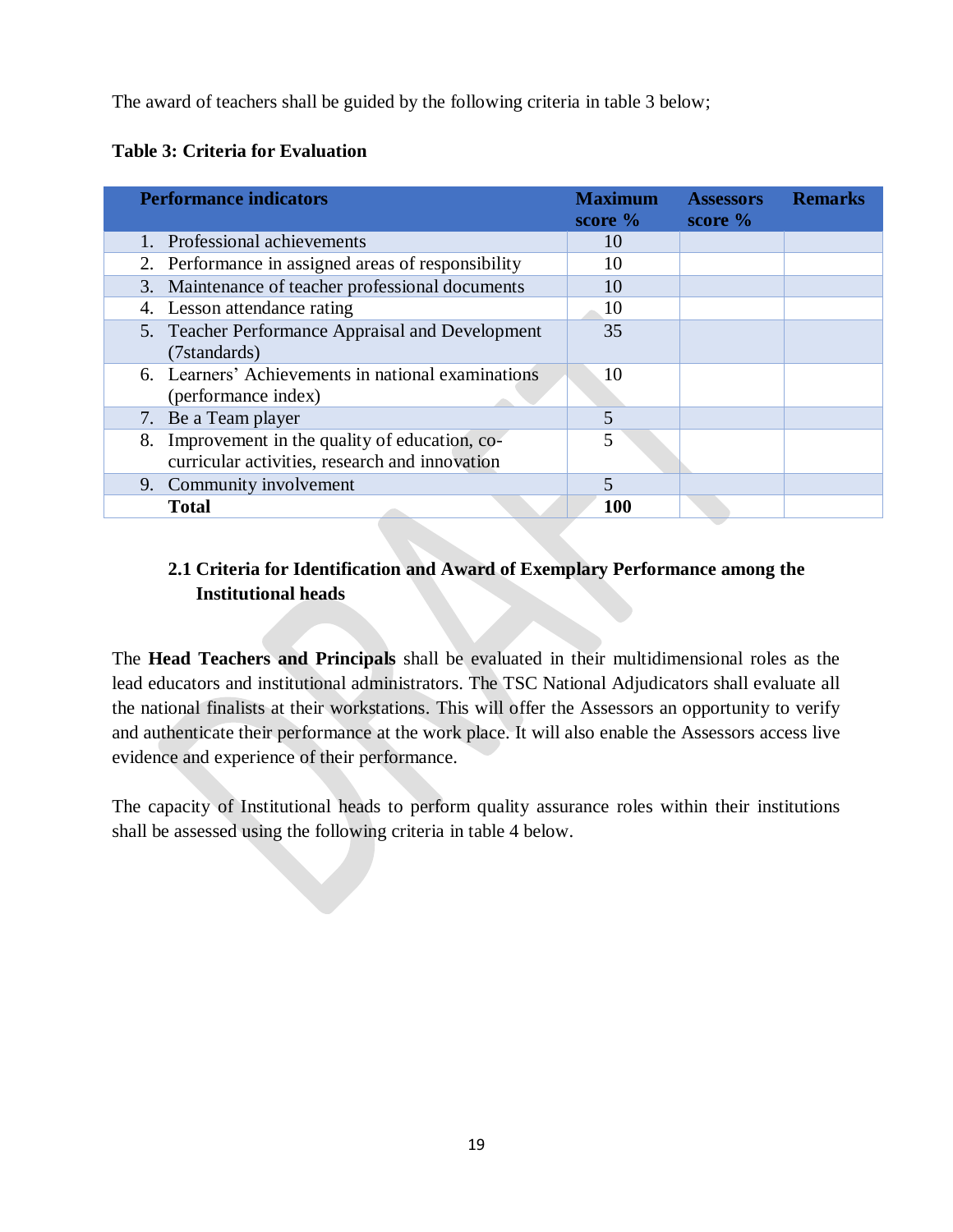The award of teachers shall be guided by the following criteria in table 3 below;

**Table 3: Criteria for Evaluation**

| Performance indicators | Maximum score % | Assessors score % | Remarks |
|---|---|---|---|
| 1. Professional achievements | 10 | | |
| 2. Performance in assigned areas of responsibility | 10 | | |
| 3. Maintenance of teacher professional documents | 10 | | |
| 4. Lesson attendance rating | 10 | | |
| 5. Teacher Performance Appraisal and Development (7standards) | 35 | | |
| 6. Learners' Achievements in national examinations (performance index) | 10 | | |
| 7. Be a Team player | 5 | | |
| 8. Improvement in the quality of education, co-curricular activities, research and innovation | 5 | | |
| 9. Community involvement | 5 | | |
| **Total** | **100** | | |

### 2.1 Criteria for Identification and Award of Exemplary Performance among the Institutional heads

The **Head Teachers and Principals** shall be evaluated in their multidimensional roles as the lead educators and institutional administrators. The TSC National Adjudicators shall evaluate all the national finalists at their workstations. This will offer the Assessors an opportunity to verify and authenticate their performance at the work place. It will also enable the Assessors access live evidence and experience of their performance.

The capacity of Institutional heads to perform quality assurance roles within their institutions shall be assessed using the following criteria in table 4 below.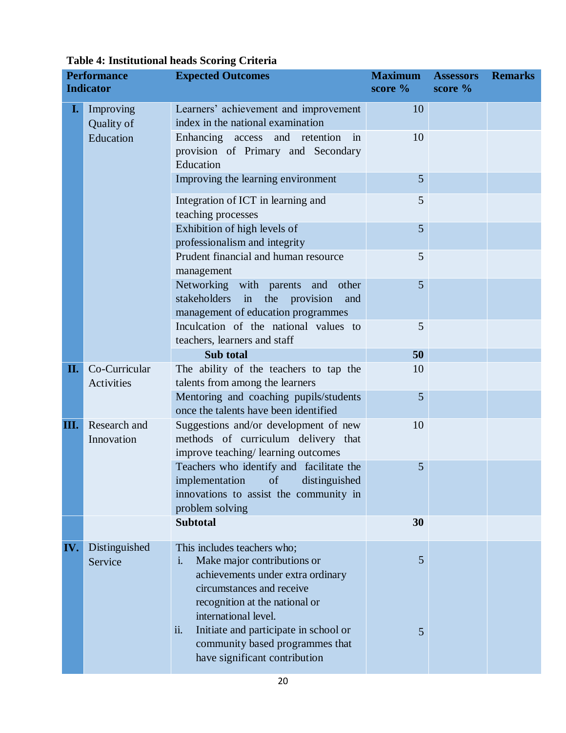**Table 4: Institutional heads Scoring Criteria**

| | Performance Indicator | Expected Outcomes | Maximum score % | Assessors score % | Remarks |
|---|---|---|---|---|---|
| I. | Improving Quality of Education | Learners' achievement and improvement index in the national examination | 10 | | |
| | | Enhancing access and retention in provision of Primary and Secondary Education | 10 | | |
| | | Improving the learning environment | 5 | | |
| | | Integration of ICT in learning and teaching processes | 5 | | |
| | | Exhibition of high levels of professionalism and integrity | 5 | | |
| | | Prudent financial and human resource management | 5 | | |
| | | Networking with parents and other stakeholders in the provision and management of education programmes | 5 | | |
| | | Inculcation of the national values to teachers, learners and staff | 5 | | |
| | | **Sub total** | **50** | | |
| II. | Co-Curricular Activities | The ability of the teachers to tap the talents from among the learners | 10 | | |
| | | Mentoring and coaching pupils/students once the talents have been identified | 5 | | |
| III. | Research and Innovation | Suggestions and/or development of new methods of curriculum delivery that improve teaching/ learning outcomes | 10 | | |
| | | Teachers who identify and facilitate the implementation of distinguished innovations to assist the community in problem solving | 5 | | |
| | | **Subtotal** | **30** | | |
| IV. | Distinguished Service | This includes teachers who;<br>i. Make major contributions or achievements under extra ordinary circumstances and receive recognition at the national or international level. | 5 | | |
| | | ii. Initiate and participate in school or community based programmes that have significant contribution | 5 | | |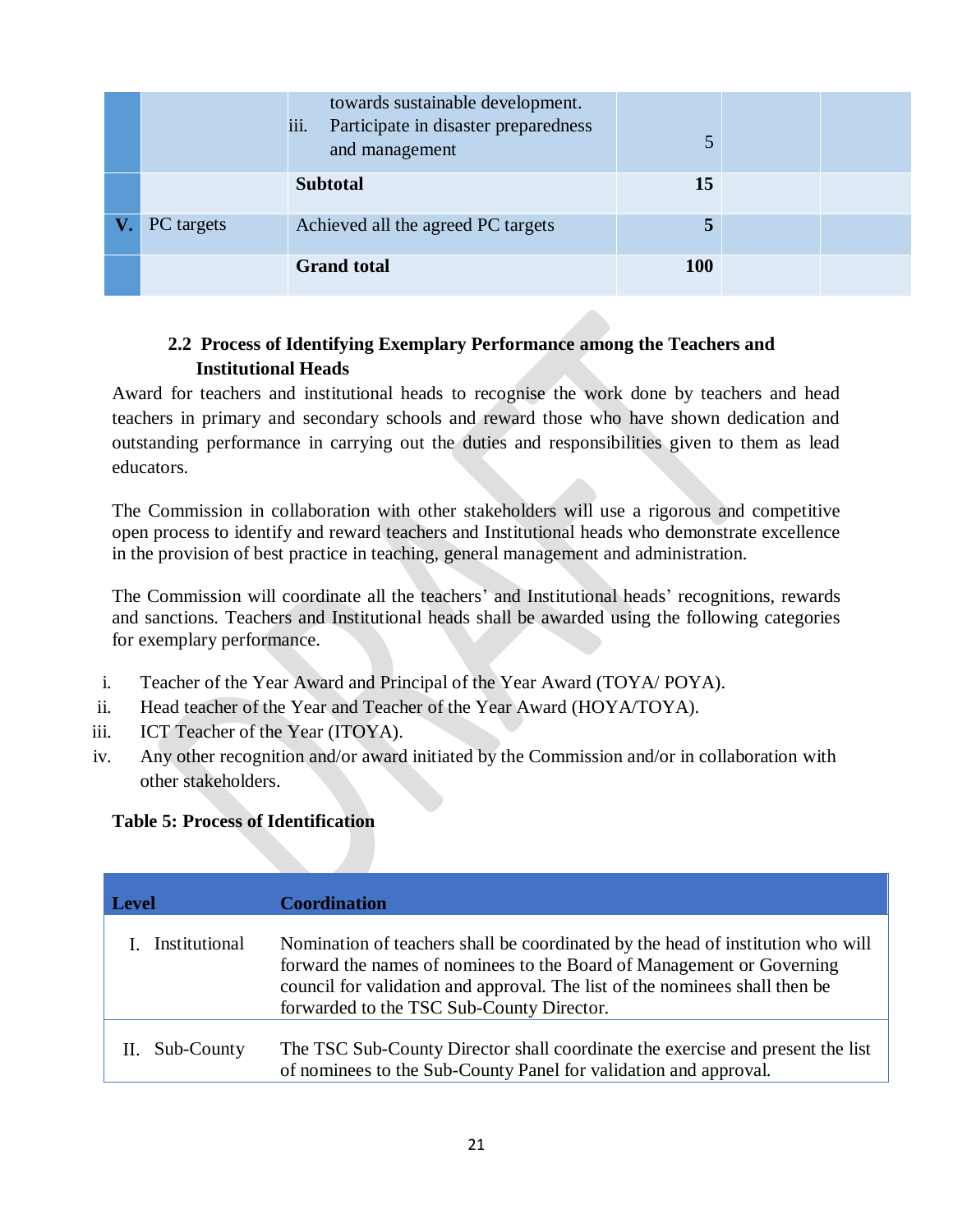|  |  | towards sustainable development.<br>iii. Participate in disaster preparedness and management | 5 |  |  |
|---|---|---|---|---|---|
|  |  | **Subtotal** | **15** |  |  |
| **V.** | PC targets | Achieved all the agreed PC targets | **5** |  |  |
|  |  | **Grand total** | **100** |  |  |

### 2.2 Process of Identifying Exemplary Performance among the Teachers and Institutional Heads

Award for teachers and institutional heads to recognise the work done by teachers and head teachers in primary and secondary schools and reward those who have shown dedication and outstanding performance in carrying out the duties and responsibilities given to them as lead educators.

The Commission in collaboration with other stakeholders will use a rigorous and competitive open process to identify and reward teachers and Institutional heads who demonstrate excellence in the provision of best practice in teaching, general management and administration.

The Commission will coordinate all the teachers' and Institutional heads' recognitions, rewards and sanctions. Teachers and Institutional heads shall be awarded using the following categories for exemplary performance.

i. Teacher of the Year Award and Principal of the Year Award (TOYA/ POYA).
ii. Head teacher of the Year and Teacher of the Year Award (HOYA/TOYA).
iii. ICT Teacher of the Year (ITOYA).
iv. Any other recognition and/or award initiated by the Commission and/or in collaboration with other stakeholders.

**Table 5: Process of Identification**

| Level | Coordination |
|---|---|
| I. Institutional | Nomination of teachers shall be coordinated by the head of institution who will forward the names of nominees to the Board of Management or Governing council for validation and approval. The list of the nominees shall then be forwarded to the TSC Sub-County Director. |
| II. Sub-County | The TSC Sub-County Director shall coordinate the exercise and present the list of nominees to the Sub-County Panel for validation and approval. |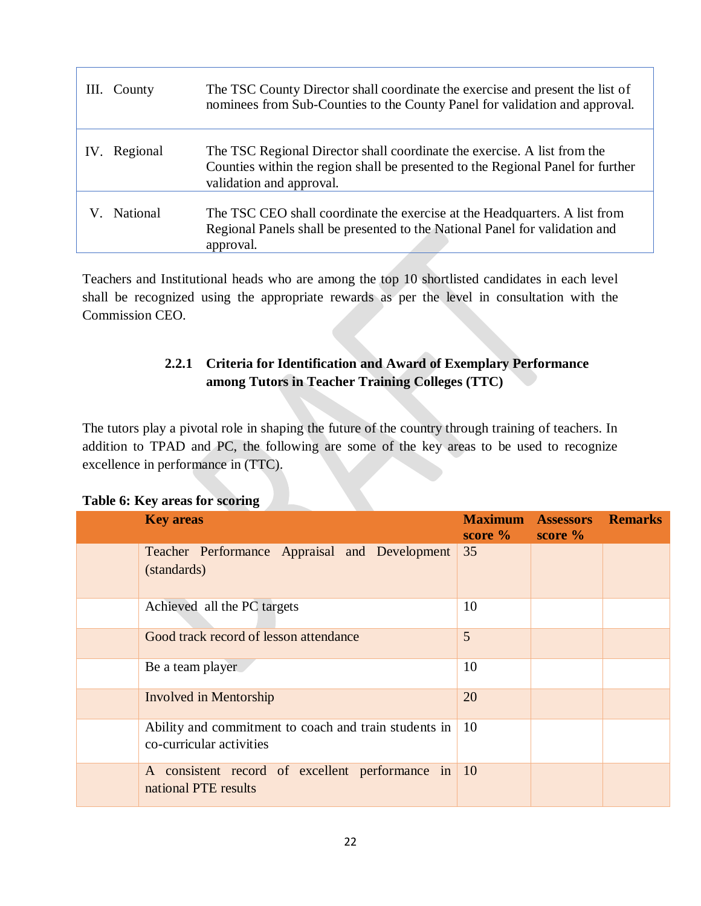| | |
|---|---|
| III. County | The TSC County Director shall coordinate the exercise and present the list of nominees from Sub-Counties to the County Panel for validation and approval. |
| IV. Regional | The TSC Regional Director shall coordinate the exercise. A list from the Counties within the region shall be presented to the Regional Panel for further validation and approval. |
| V. National | The TSC CEO shall coordinate the exercise at the Headquarters. A list from Regional Panels shall be presented to the National Panel for validation and approval. |

Teachers and Institutional heads who are among the top 10 shortlisted candidates in each level shall be recognized using the appropriate rewards as per the level in consultation with the Commission CEO.

### 2.2.1 Criteria for Identification and Award of Exemplary Performance among Tutors in Teacher Training Colleges (TTC)

The tutors play a pivotal role in shaping the future of the country through training of teachers. In addition to TPAD and PC, the following are some of the key areas to be used to recognize excellence in performance in (TTC).

**Table 6: Key areas for scoring**

| | Key areas | Maximum score % | Assessors score % | Remarks |
|---|---|---|---|---|
| | Teacher Performance Appraisal and Development (standards) | 35 | | |
| | Achieved all the PC targets | 10 | | |
| | Good track record of lesson attendance | 5 | | |
| | Be a team player | 10 | | |
| | Involved in Mentorship | 20 | | |
| | Ability and commitment to coach and train students in co-curricular activities | 10 | | |
| | A consistent record of excellent performance in national PTE results | 10 | | |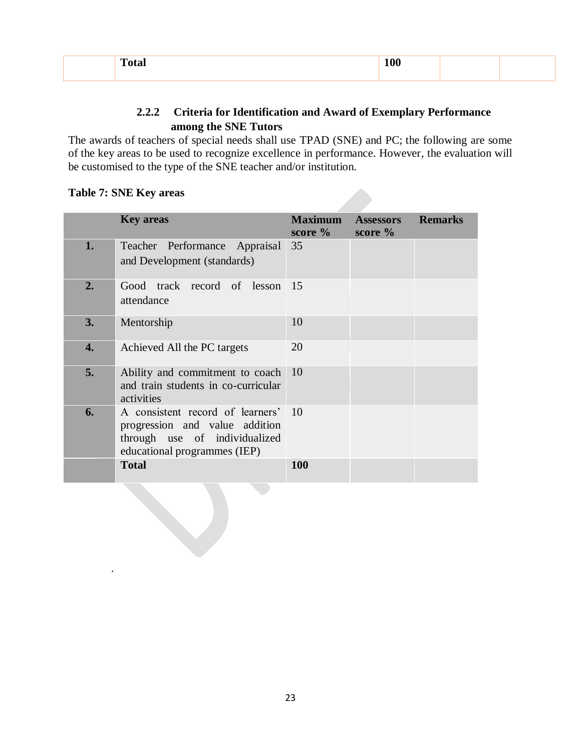| | Total | 100 | | |
|---|---|---|---|---|

### 2.2.2 Criteria for Identification and Award of Exemplary Performance among the SNE Tutors

The awards of teachers of special needs shall use TPAD (SNE) and PC; the following are some of the key areas to be used to recognize excellence in performance. However, the evaluation will be customised to the type of the SNE teacher and/or institution.

**Table 7: SNE Key areas**

| | Key areas | Maximum score % | Assessors score % | Remarks |
|---|---|---|---|---|
| **1.** | Teacher Performance Appraisal and Development (standards) | 35 | | |
| **2.** | Good track record of lesson attendance | 15 | | |
| **3.** | Mentorship | 10 | | |
| **4.** | Achieved All the PC targets | 20 | | |
| **5.** | Ability and commitment to coach and train students in co-curricular activities | 10 | | |
| **6.** | A consistent record of learners' progression and value addition through use of individualized educational programmes (IEP) | 10 | | |
| | **Total** | **100** | | |

.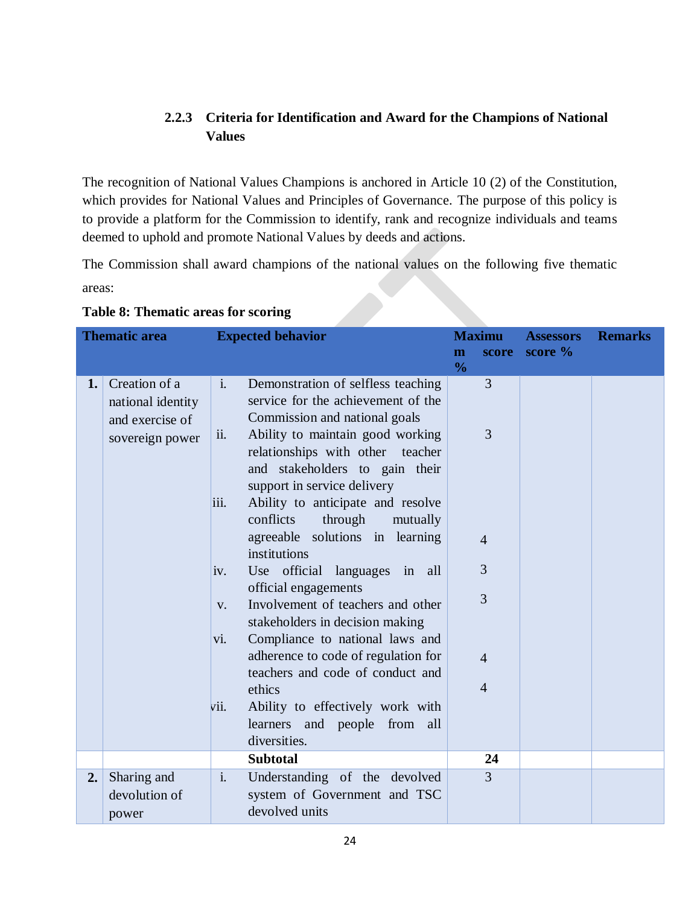### 2.2.3 Criteria for Identification and Award for the Champions of National Values

The recognition of National Values Champions is anchored in Article 10 (2) of the Constitution, which provides for National Values and Principles of Governance. The purpose of this policy is to provide a platform for the Commission to identify, rank and recognize individuals and teams deemed to uphold and promote National Values by deeds and actions.

The Commission shall award champions of the national values on the following five thematic areas:

**Table 8: Thematic areas for scoring**

| | Thematic area | | Expected behavior | Maximum score % | Assessors score % | Remarks |
|---|---|---|---|---|---|---|
| **1.** | Creation of a national identity and exercise of sovereign power | i. | Demonstration of selfless teaching service for the achievement of the Commission and national goals | 3 | | |
| | | ii. | Ability to maintain good working relationships with other teacher and stakeholders to gain their support in service delivery | 3 | | |
| | | iii. | Ability to anticipate and resolve conflicts through mutually agreeable solutions in learning institutions | 4 | | |
| | | iv. | Use official languages in all official engagements | 3 | | |
| | | v. | Involvement of teachers and other stakeholders in decision making | 3 | | |
| | | vi. | Compliance to national laws and adherence to code of regulation for teachers and code of conduct and ethics | 4 | | |
| | | vii. | Ability to effectively work with learners and people from all diversities. | 4 | | |
| | | | **Subtotal** | **24** | | |
| **2.** | Sharing and devolution of power | i. | Understanding of the devolved system of Government and TSC devolved units | 3 | | |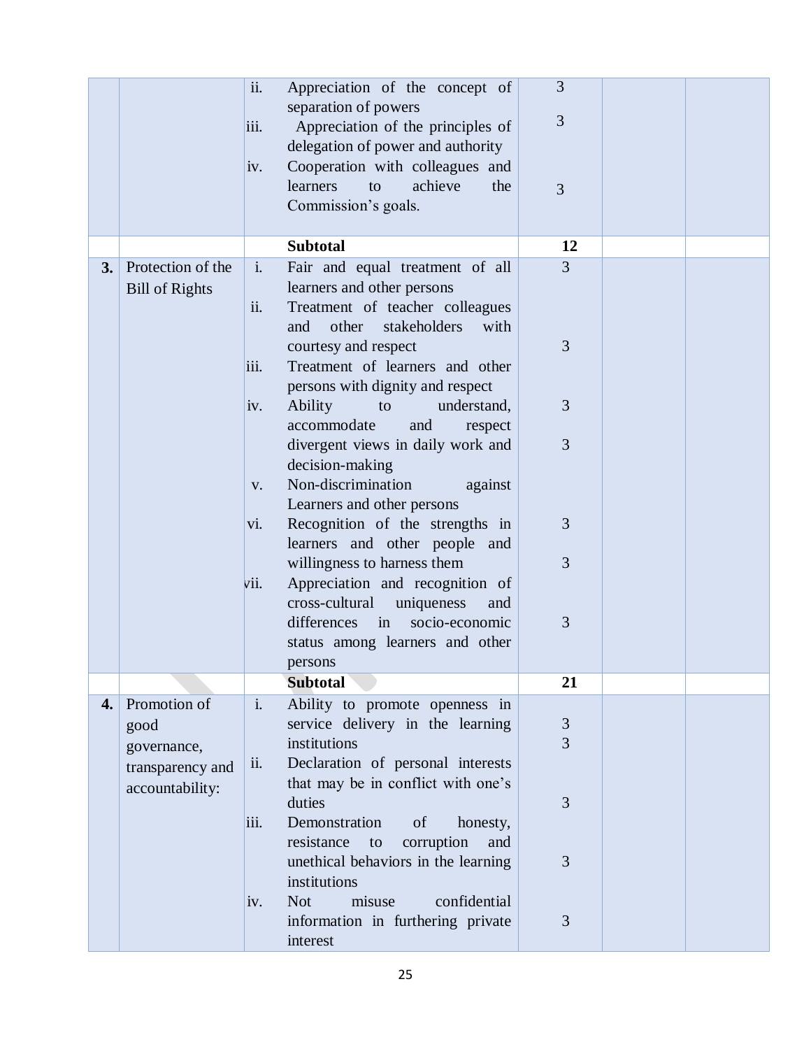| | | | | | | |
|---|---|---|---|---|---|---|
| | | ii. | Appreciation of the concept of separation of powers | 3 | | |
| | | iii. | Appreciation of the principles of delegation of power and authority | 3 | | |
| | | iv. | Cooperation with colleagues and learners to achieve the Commission's goals. | 3 | | |
| | | | **Subtotal** | **12** | | |
| **3.** | Protection of the Bill of Rights | i. | Fair and equal treatment of all learners and other persons | 3 | | |
| | | ii. | Treatment of teacher colleagues and other stakeholders with courtesy and respect | 3 | | |
| | | iii. | Treatment of learners and other persons with dignity and respect | 3 | | |
| | | iv. | Ability to understand, accommodate and respect divergent views in daily work and decision-making | 3 | | |
| | | v. | Non-discrimination against Learners and other persons | 3 | | |
| | | vi. | Recognition of the strengths in learners and other people and willingness to harness them | 3 | | |
| | | vii. | Appreciation and recognition of cross-cultural uniqueness and differences in socio-economic status among learners and other persons | 3 | | |
| | | | **Subtotal** | **21** | | |
| **4.** | Promotion of good governance, transparency and accountability: | i. | Ability to promote openness in service delivery in the learning institutions | 3 | | |
| | | ii. | Declaration of personal interests that may be in conflict with one's duties | 3 | | |
| | | iii. | Demonstration of honesty, resistance to corruption and unethical behaviors in the learning institutions | 3 | | |
| | | iv. | Not misuse confidential information in furthering private interest | 3 | | |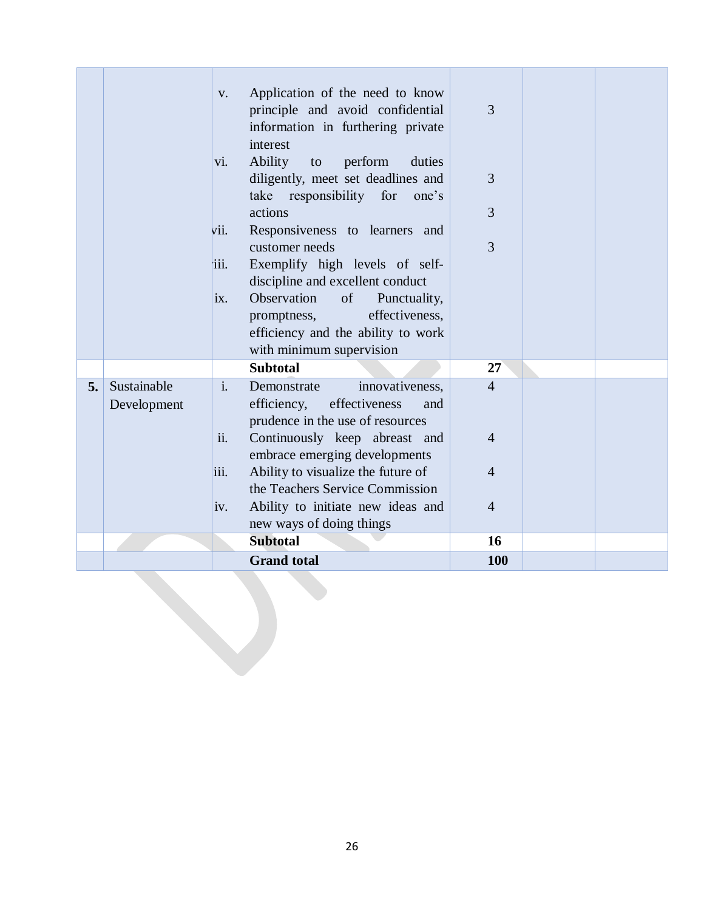| | | | | | | |
|---|---|---|---|---|---|---|
| | | v. | Application of the need to know principle and avoid confidential information in furthering private interest | 3 | | |
| | | vi. | Ability to perform duties diligently, meet set deadlines and take responsibility for one's actions | 3 | | |
| | | vii. | Responsiveness to learners and customer needs | 3 | | |
| | | viii. | Exemplify high levels of self-discipline and excellent conduct | 3 | | |
| | | ix. | Observation of Punctuality, promptness, effectiveness, efficiency and the ability to work with minimum supervision | | | |
| | | | **Subtotal** | **27** | | |
| **5.** | Sustainable Development | i. | Demonstrate innovativeness, efficiency, effectiveness and prudence in the use of resources | 4 | | |
| | | ii. | Continuously keep abreast and embrace emerging developments | 4 | | |
| | | iii. | Ability to visualize the future of the Teachers Service Commission | 4 | | |
| | | iv. | Ability to initiate new ideas and new ways of doing things | 4 | | |
| | | | **Subtotal** | **16** | | |
| | | | **Grand total** | **100** | | |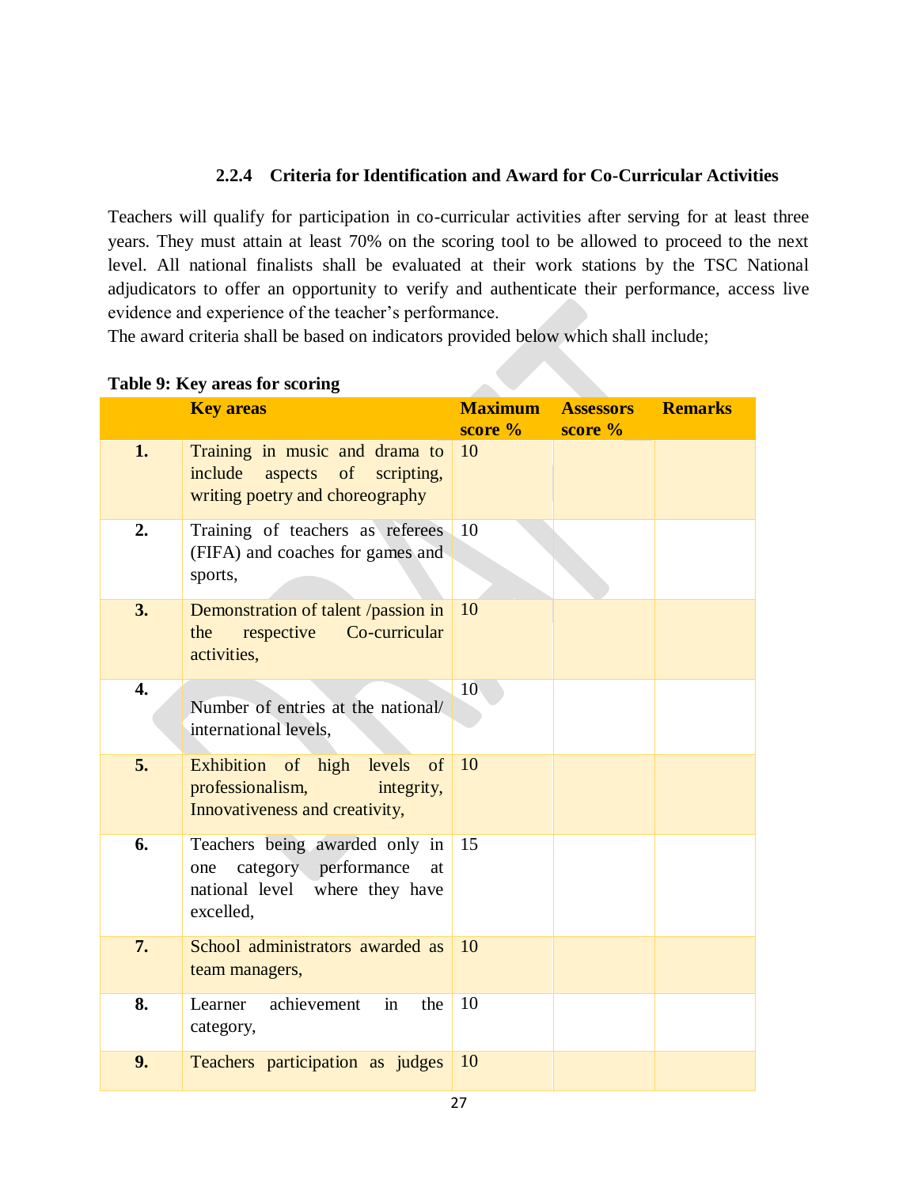### 2.2.4 Criteria for Identification and Award for Co-Curricular Activities

Teachers will qualify for participation in co-curricular activities after serving for at least three years. They must attain at least 70% on the scoring tool to be allowed to proceed to the next level. All national finalists shall be evaluated at their work stations by the TSC National adjudicators to offer an opportunity to verify and authenticate their performance, access live evidence and experience of the teacher's performance.

The award criteria shall be based on indicators provided below which shall include;

**Table 9: Key areas for scoring**

| | Key areas | Maximum score % | Assessors score % | Remarks |
|---|---|---|---|---|
| 1. | Training in music and drama to include aspects of scripting, writing poetry and choreography | 10 | | |
| 2. | Training of teachers as referees (FIFA) and coaches for games and sports, | 10 | | |
| 3. | Demonstration of talent /passion in the respective Co-curricular activities, | 10 | | |
| 4. | Number of entries at the national/ international levels, | 10 | | |
| 5. | Exhibition of high levels of professionalism, integrity, Innovativeness and creativity, | 10 | | |
| 6. | Teachers being awarded only in one category performance at national level where they have excelled, | 15 | | |
| 7. | School administrators awarded as team managers, | 10 | | |
| 8. | Learner achievement in the category, | 10 | | |
| 9. | Teachers participation as judges | 10 | | |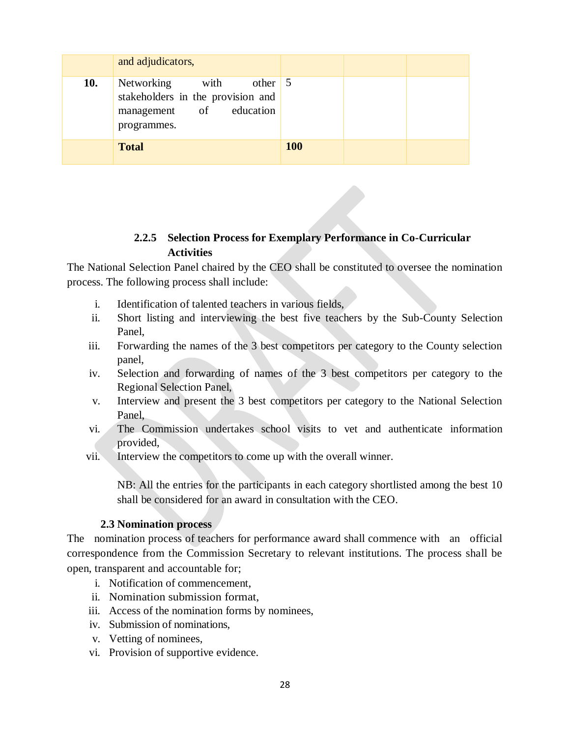| | | | | |
|---|---|---|---|---|
| | and adjudicators, | | | |
| **10.** | Networking with other stakeholders in the provision and management of education programmes. | 5 | | |
| | **Total** | **100** | | |

### 2.2.5 Selection Process for Exemplary Performance in Co-Curricular Activities

The National Selection Panel chaired by the CEO shall be constituted to oversee the nomination process. The following process shall include:

i. Identification of talented teachers in various fields,
ii. Short listing and interviewing the best five teachers by the Sub-County Selection Panel,
iii. Forwarding the names of the 3 best competitors per category to the County selection panel,
iv. Selection and forwarding of names of the 3 best competitors per category to the Regional Selection Panel,
v. Interview and present the 3 best competitors per category to the National Selection Panel,
vi. The Commission undertakes school visits to vet and authenticate information provided,
vii. Interview the competitors to come up with the overall winner.

NB: All the entries for the participants in each category shortlisted among the best 10 shall be considered for an award in consultation with the CEO.

### 2.3 Nomination process

The nomination process of teachers for performance award shall commence with an official correspondence from the Commission Secretary to relevant institutions. The process shall be open, transparent and accountable for;

i. Notification of commencement,
ii. Nomination submission format,
iii. Access of the nomination forms by nominees,
iv. Submission of nominations,
v. Vetting of nominees,
vi. Provision of supportive evidence.